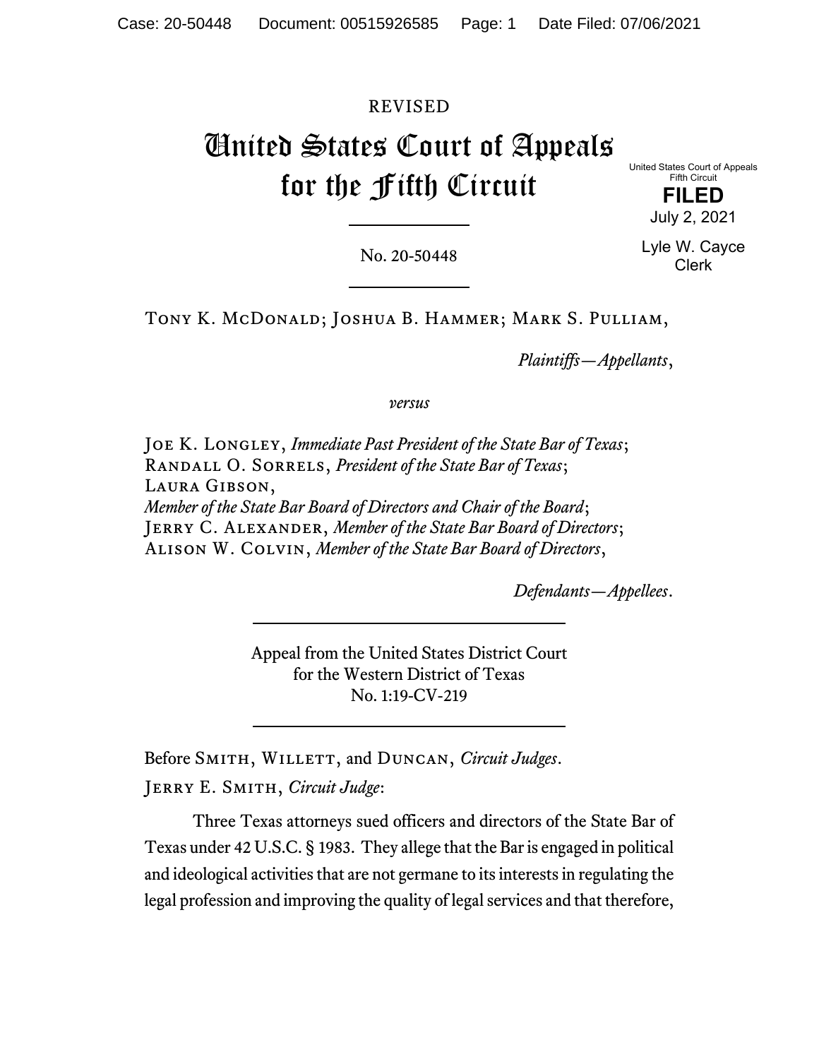REVISED

# United States Court of Appeals for the Fifth Circuit

United States Court of Appeals
Fifth Circuit

**FILED**

July 2, 2021

Lyle W. Cayce
Clerk

No. 20-50448

Tony K. McDonald; Joshua B. Hammer; Mark S. Pulliam,

*Plaintiffs—Appellants*,

*versus*

Joe K. Longley, *Immediate Past President of the State Bar of Texas*; Randall O. Sorrels, *President of the State Bar of Texas*; Laura Gibson, *Member of the State Bar Board of Directors and Chair of the Board*; Jerry C. Alexander, *Member of the State Bar Board of Directors*; Alison W. Colvin, *Member of the State Bar Board of Directors*,

*Defendants—Appellees*.

Appeal from the United States District Court
for the Western District of Texas
No. 1:19-CV-219

Before Smith, Willett, and Duncan, *Circuit Judges*.

Jerry E. Smith, *Circuit Judge*:

Three Texas attorneys sued officers and directors of the State Bar of Texas under 42 U.S.C. § 1983. They allege that the Bar is engaged in political and ideological activities that are not germane to its interests in regulating the legal profession and improving the quality of legal services and that therefore,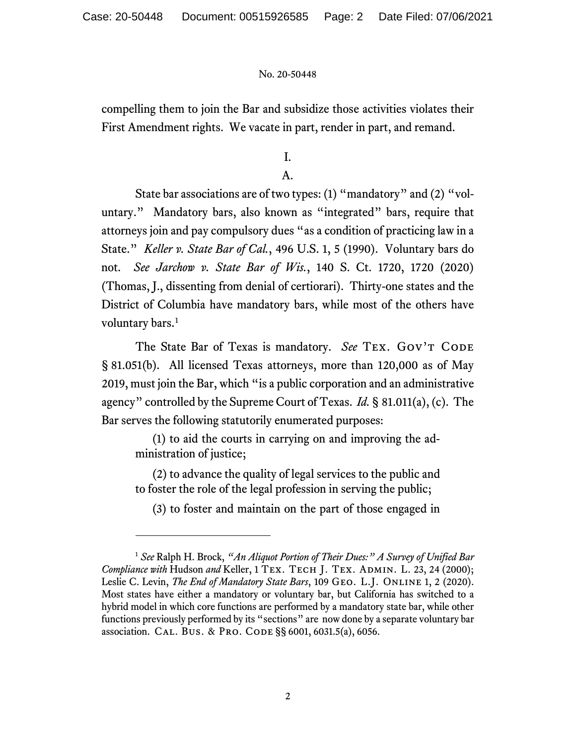compelling them to join the Bar and subsidize those activities violates their First Amendment rights. We vacate in part, render in part, and remand.

# I.

## A.

State bar associations are of two types: (1) "mandatory" and (2) "voluntary." Mandatory bars, also known as "integrated" bars, require that attorneys join and pay compulsory dues "as a condition of practicing law in a State." *Keller v. State Bar of Cal.*, 496 U.S. 1, 5 (1990). Voluntary bars do not. *See Jarchow v. State Bar of Wis.*, 140 S. Ct. 1720, 1720 (2020) (Thomas, J., dissenting from denial of certiorari). Thirty-one states and the District of Columbia have mandatory bars, while most of the others have voluntary bars.[1]

The State Bar of Texas is mandatory. *See* Tex. Gov't Code § 81.051(b). All licensed Texas attorneys, more than 120,000 as of May 2019, must join the Bar, which "is a public corporation and an administrative agency" controlled by the Supreme Court of Texas. *Id.* § 81.011(a), (c). The Bar serves the following statutorily enumerated purposes:

> (1) to aid the courts in carrying on and improving the administration of justice;
>
> (2) to advance the quality of legal services to the public and to foster the role of the legal profession in serving the public;
>
> (3) to foster and maintain on the part of those engaged in

---

[1] *See* Ralph H. Brock, *"An Aliquot Portion of Their Dues:" A Survey of Unified Bar Compliance with* Hudson *and* Keller, 1 Tex. Tech J. Tex. Admin. L. 23, 24 (2000); Leslie C. Levin, *The End of Mandatory State Bars*, 109 Geo. L.J. Online 1, 2 (2020). Most states have either a mandatory or voluntary bar, but California has switched to a hybrid model in which core functions are performed by a mandatory state bar, while other functions previously performed by its "sections" are now done by a separate voluntary bar association. Cal. Bus. & Pro. Code §§ 6001, 6031.5(a), 6056.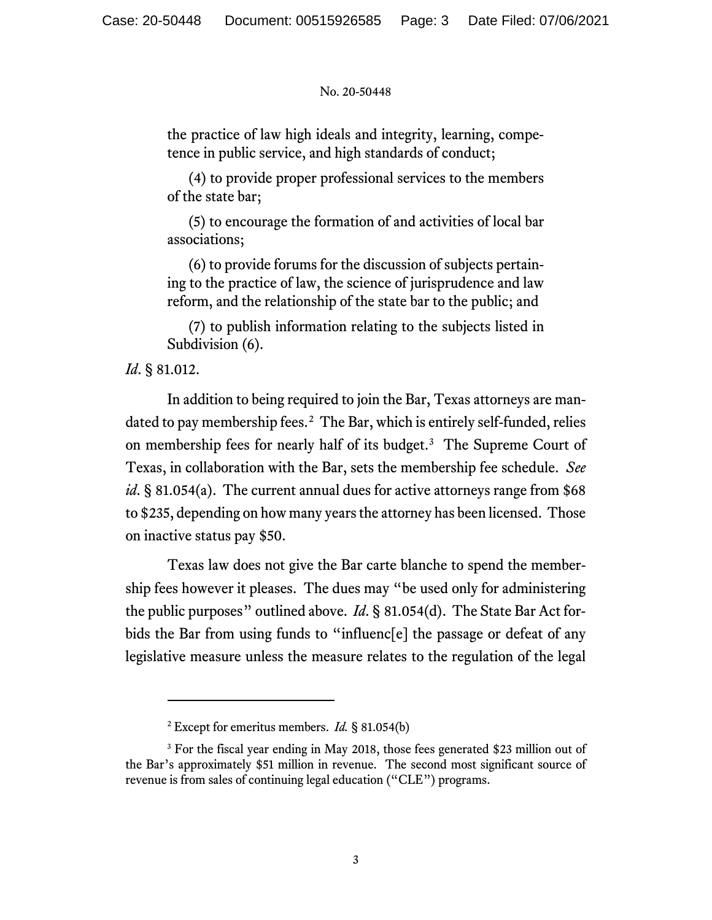the practice of law high ideals and integrity, learning, competence in public service, and high standards of conduct;

(4) to provide proper professional services to the members of the state bar;

(5) to encourage the formation of and activities of local bar associations;

(6) to provide forums for the discussion of subjects pertaining to the practice of law, the science of jurisprudence and law reform, and the relationship of the state bar to the public; and

(7) to publish information relating to the subjects listed in Subdivision (6).

*Id.* § 81.012.

In addition to being required to join the Bar, Texas attorneys are mandated to pay membership fees.[2] The Bar, which is entirely self-funded, relies on membership fees for nearly half of its budget.[3] The Supreme Court of Texas, in collaboration with the Bar, sets the membership fee schedule. *See id.* § 81.054(a). The current annual dues for active attorneys range from $68 to $235, depending on how many years the attorney has been licensed. Those on inactive status pay $50.

Texas law does not give the Bar carte blanche to spend the membership fees however it pleases. The dues may "be used only for administering the public purposes" outlined above. *Id.* § 81.054(d). The State Bar Act forbids the Bar from using funds to "influenc[e] the passage or defeat of any legislative measure unless the measure relates to the regulation of the legal

---

[2] Except for emeritus members. *Id.* § 81.054(b)

[3] For the fiscal year ending in May 2018, those fees generated $23 million out of the Bar's approximately $51 million in revenue. The second most significant source of revenue is from sales of continuing legal education ("CLE") programs.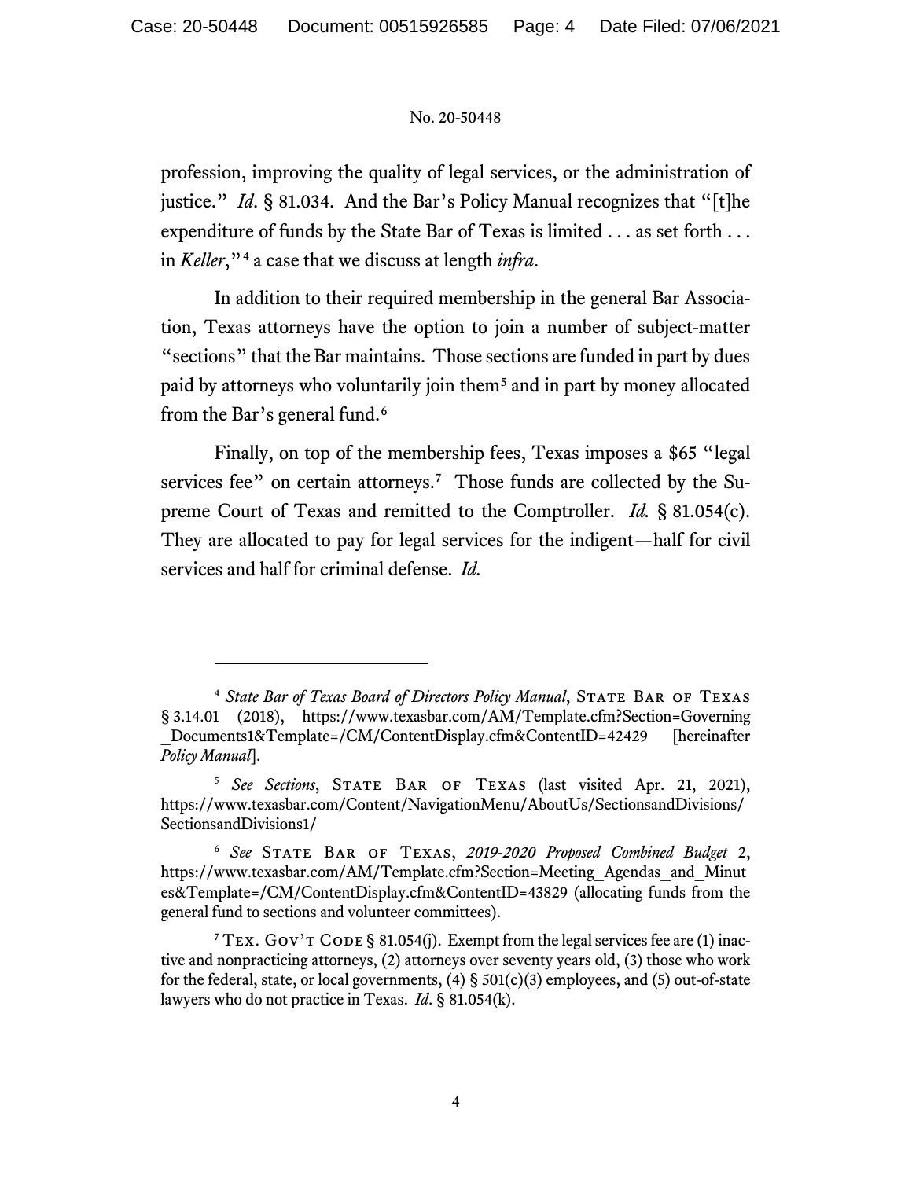profession, improving the quality of legal services, or the administration of justice." *Id.* § 81.034. And the Bar's Policy Manual recognizes that "[t]he expenditure of funds by the State Bar of Texas is limited . . . as set forth . . . in *Keller*,"[4] a case that we discuss at length *infra*.

In addition to their required membership in the general Bar Association, Texas attorneys have the option to join a number of subject-matter "sections" that the Bar maintains. Those sections are funded in part by dues paid by attorneys who voluntarily join them[5] and in part by money allocated from the Bar's general fund.[6]

Finally, on top of the membership fees, Texas imposes a $65 "legal services fee" on certain attorneys.[7] Those funds are collected by the Supreme Court of Texas and remitted to the Comptroller. *Id.* § 81.054(c). They are allocated to pay for legal services for the indigent—half for civil services and half for criminal defense. *Id.*

---

[4] *State Bar of Texas Board of Directors Policy Manual*, State Bar of Texas § 3.14.01 (2018), https://www.texasbar.com/AM/Template.cfm?Section=Governing_Documents1&Template=/CM/ContentDisplay.cfm&ContentID=42429 [hereinafter *Policy Manual*].

[5] *See Sections*, State Bar of Texas (last visited Apr. 21, 2021), https://www.texasbar.com/Content/NavigationMenu/AboutUs/SectionsandDivisions/SectionsandDivisions1/

[6] *See* State Bar of Texas, *2019-2020 Proposed Combined Budget* 2, https://www.texasbar.com/AM/Template.cfm?Section=Meeting_Agendas_and_Minutes&Template=/CM/ContentDisplay.cfm&ContentID=43829 (allocating funds from the general fund to sections and volunteer committees).

[7] Tex. Gov't Code § 81.054(j). Exempt from the legal services fee are (1) inactive and nonpracticing attorneys, (2) attorneys over seventy years old, (3) those who work for the federal, state, or local governments, (4) § 501(c)(3) employees, and (5) out-of-state lawyers who do not practice in Texas. *Id*. § 81.054(k).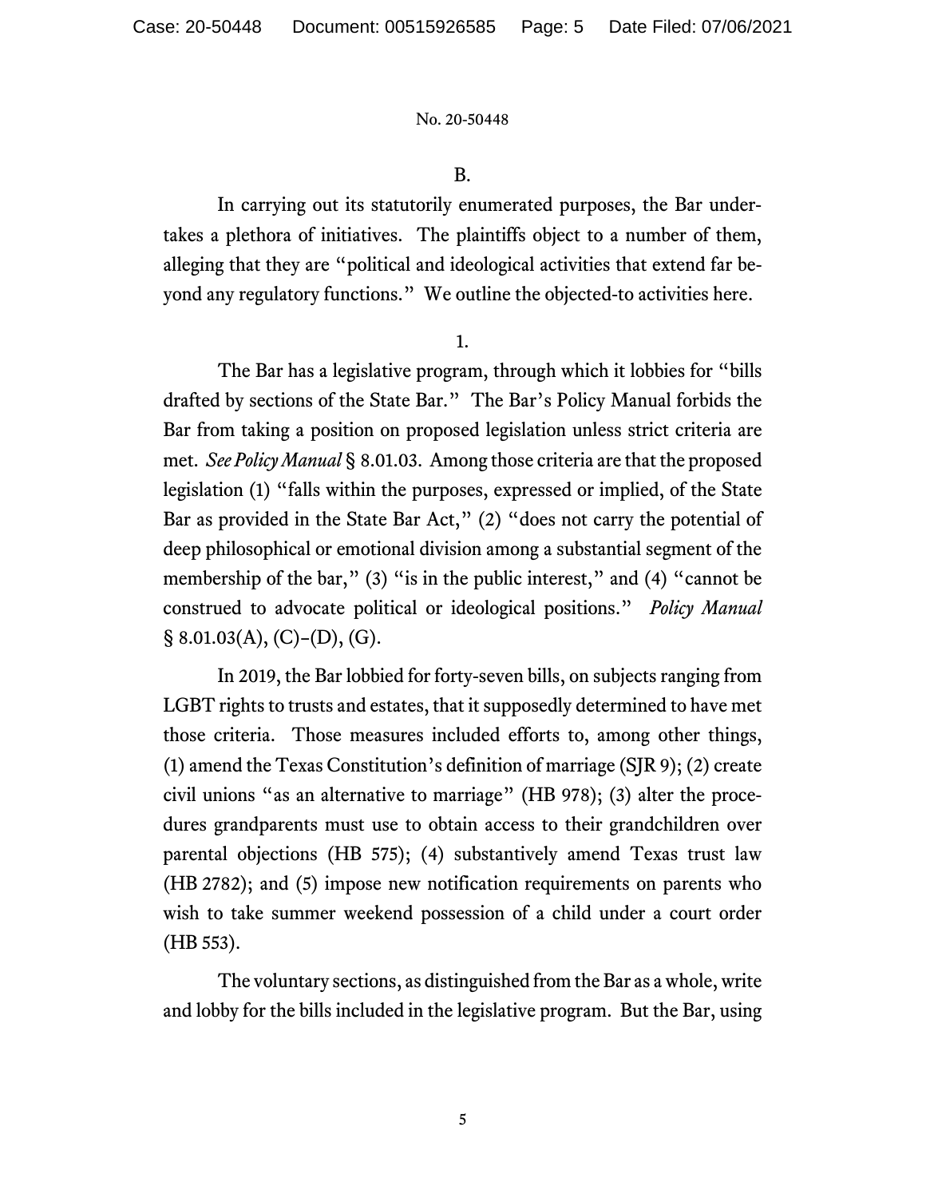B.

In carrying out its statutorily enumerated purposes, the Bar undertakes a plethora of initiatives. The plaintiffs object to a number of them, alleging that they are "political and ideological activities that extend far beyond any regulatory functions." We outline the objected-to activities here.

1.

The Bar has a legislative program, through which it lobbies for "bills drafted by sections of the State Bar." The Bar's Policy Manual forbids the Bar from taking a position on proposed legislation unless strict criteria are met. *See Policy Manual* § 8.01.03. Among those criteria are that the proposed legislation (1) "falls within the purposes, expressed or implied, of the State Bar as provided in the State Bar Act," (2) "does not carry the potential of deep philosophical or emotional division among a substantial segment of the membership of the bar," (3) "is in the public interest," and (4) "cannot be construed to advocate political or ideological positions." *Policy Manual* § 8.01.03(A), (C)–(D), (G).

In 2019, the Bar lobbied for forty-seven bills, on subjects ranging from LGBT rights to trusts and estates, that it supposedly determined to have met those criteria. Those measures included efforts to, among other things, (1) amend the Texas Constitution's definition of marriage (SJR 9); (2) create civil unions "as an alternative to marriage" (HB 978); (3) alter the procedures grandparents must use to obtain access to their grandchildren over parental objections (HB 575); (4) substantively amend Texas trust law (HB 2782); and (5) impose new notification requirements on parents who wish to take summer weekend possession of a child under a court order (HB 553).

The voluntary sections, as distinguished from the Bar as a whole, write and lobby for the bills included in the legislative program. But the Bar, using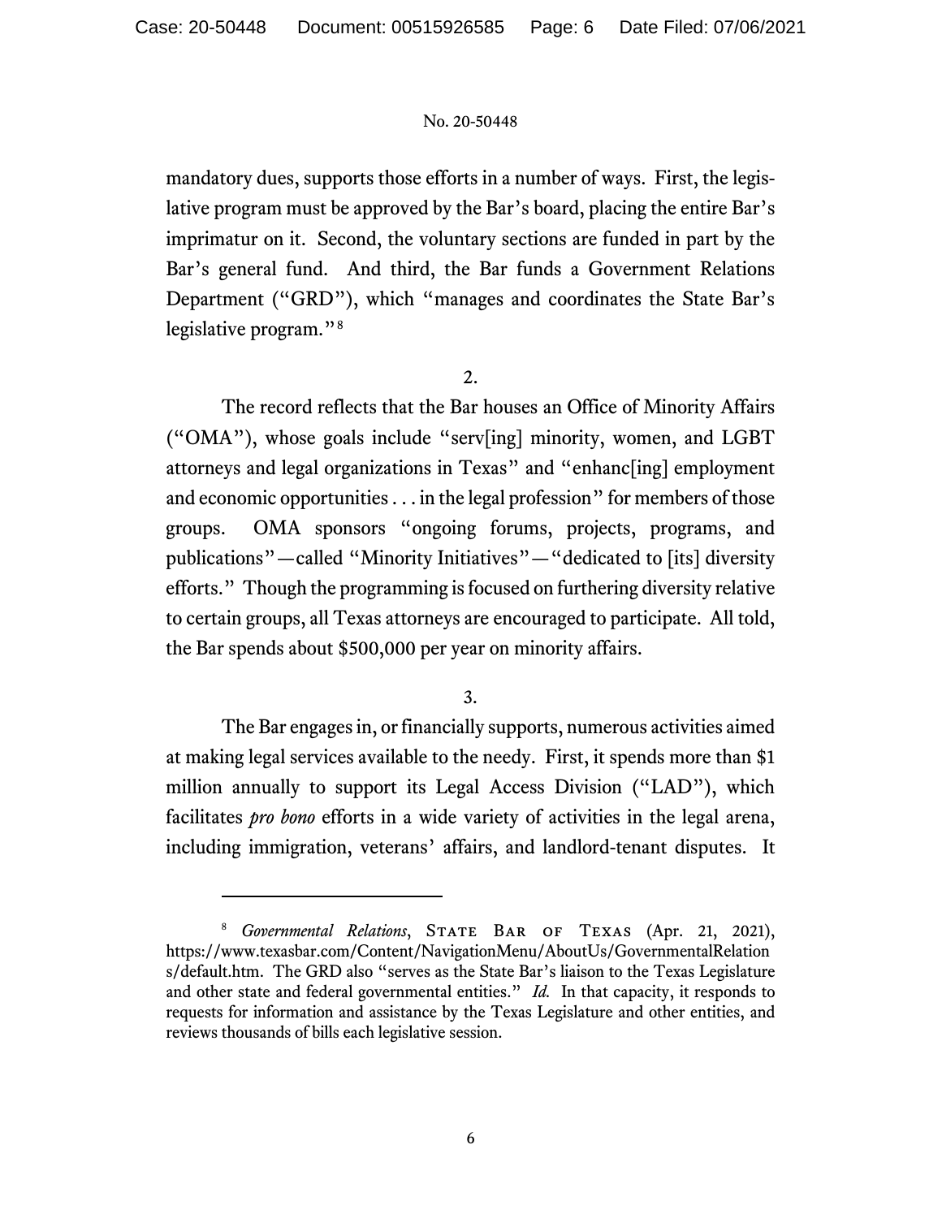mandatory dues, supports those efforts in a number of ways. First, the legislative program must be approved by the Bar's board, placing the entire Bar's imprimatur on it. Second, the voluntary sections are funded in part by the Bar's general fund. And third, the Bar funds a Government Relations Department ("GRD"), which "manages and coordinates the State Bar's legislative program."[8]

2.

The record reflects that the Bar houses an Office of Minority Affairs ("OMA"), whose goals include "serv[ing] minority, women, and LGBT attorneys and legal organizations in Texas" and "enhanc[ing] employment and economic opportunities . . . in the legal profession" for members of those groups. OMA sponsors "ongoing forums, projects, programs, and publications"—called "Minority Initiatives"—"dedicated to [its] diversity efforts." Though the programming is focused on furthering diversity relative to certain groups, all Texas attorneys are encouraged to participate. All told, the Bar spends about $500,000 per year on minority affairs.

3.

The Bar engages in, or financially supports, numerous activities aimed at making legal services available to the needy. First, it spends more than $1 million annually to support its Legal Access Division ("LAD"), which facilitates *pro bono* efforts in a wide variety of activities in the legal arena, including immigration, veterans' affairs, and landlord-tenant disputes. It

---

[8] *Governmental Relations*, State Bar of Texas (Apr. 21, 2021), https://www.texasbar.com/Content/NavigationMenu/AboutUs/GovernmentalRelations/default.htm. The GRD also "serves as the State Bar's liaison to the Texas Legislature and other state and federal governmental entities." *Id.* In that capacity, it responds to requests for information and assistance by the Texas Legislature and other entities, and reviews thousands of bills each legislative session.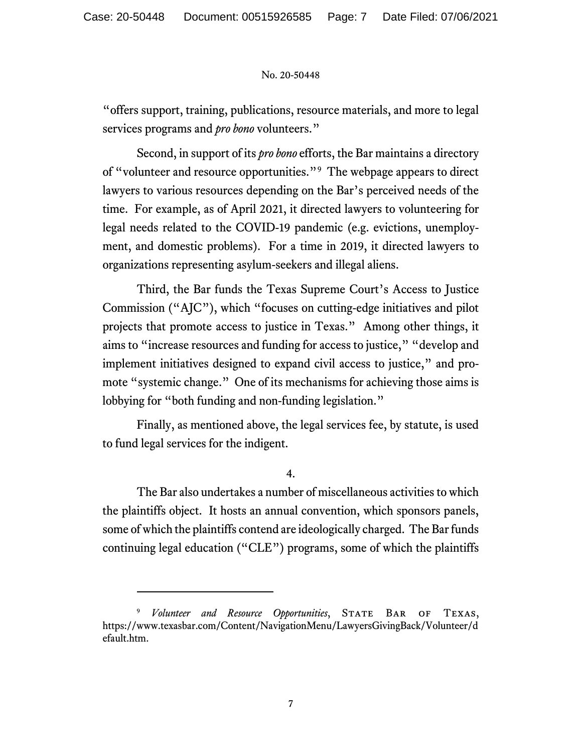"offers support, training, publications, resource materials, and more to legal services programs and *pro bono* volunteers."

Second, in support of its *pro bono* efforts, the Bar maintains a directory of "volunteer and resource opportunities."[9] The webpage appears to direct lawyers to various resources depending on the Bar's perceived needs of the time. For example, as of April 2021, it directed lawyers to volunteering for legal needs related to the COVID-19 pandemic (e.g. evictions, unemployment, and domestic problems). For a time in 2019, it directed lawyers to organizations representing asylum-seekers and illegal aliens.

Third, the Bar funds the Texas Supreme Court's Access to Justice Commission ("AJC"), which "focuses on cutting-edge initiatives and pilot projects that promote access to justice in Texas." Among other things, it aims to "increase resources and funding for access to justice," "develop and implement initiatives designed to expand civil access to justice," and promote "systemic change." One of its mechanisms for achieving those aims is lobbying for "both funding and non-funding legislation."

Finally, as mentioned above, the legal services fee, by statute, is used to fund legal services for the indigent.

4.

The Bar also undertakes a number of miscellaneous activities to which the plaintiffs object. It hosts an annual convention, which sponsors panels, some of which the plaintiffs contend are ideologically charged. The Bar funds continuing legal education ("CLE") programs, some of which the plaintiffs

---

[9] *Volunteer and Resource Opportunities*, State Bar of Texas, https://www.texasbar.com/Content/NavigationMenu/LawyersGivingBack/Volunteer/default.htm.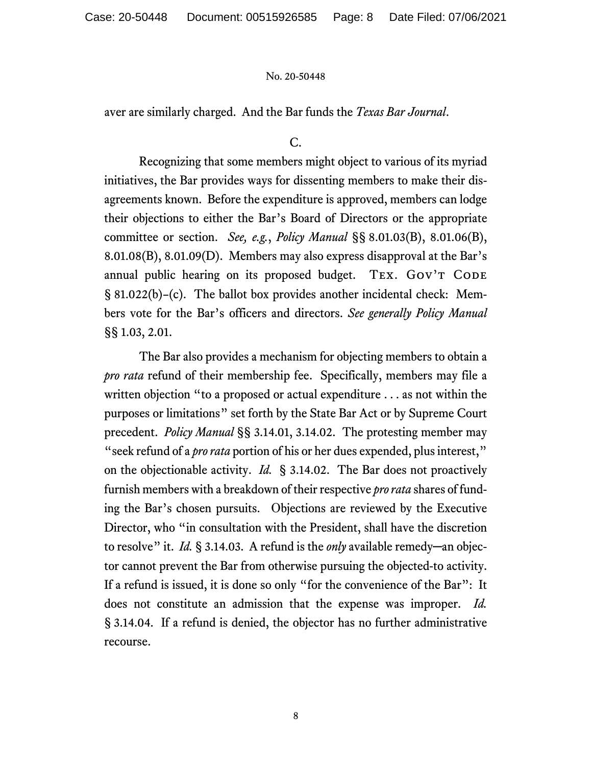aver are similarly charged. And the Bar funds the *Texas Bar Journal*.

### C.

Recognizing that some members might object to various of its myriad initiatives, the Bar provides ways for dissenting members to make their disagreements known. Before the expenditure is approved, members can lodge their objections to either the Bar's Board of Directors or the appropriate committee or section. *See, e.g.*, *Policy Manual* §§ 8.01.03(B), 8.01.06(B), 8.01.08(B), 8.01.09(D). Members may also express disapproval at the Bar's annual public hearing on its proposed budget. Tex. Gov't Code § 81.022(b)–(c). The ballot box provides another incidental check: Members vote for the Bar's officers and directors. *See generally Policy Manual* §§ 1.03, 2.01.

The Bar also provides a mechanism for objecting members to obtain a *pro rata* refund of their membership fee. Specifically, members may file a written objection "to a proposed or actual expenditure . . . as not within the purposes or limitations" set forth by the State Bar Act or by Supreme Court precedent. *Policy Manual* §§ 3.14.01, 3.14.02. The protesting member may "seek refund of a *pro rata* portion of his or her dues expended, plus interest," on the objectionable activity. *Id.* § 3.14.02. The Bar does not proactively furnish members with a breakdown of their respective *pro rata* shares of funding the Bar's chosen pursuits. Objections are reviewed by the Executive Director, who "in consultation with the President, shall have the discretion to resolve" it. *Id.* § 3.14.03. A refund is the *only* available remedy—an objector cannot prevent the Bar from otherwise pursuing the objected-to activity. If a refund is issued, it is done so only "for the convenience of the Bar": It does not constitute an admission that the expense was improper. *Id.* § 3.14.04. If a refund is denied, the objector has no further administrative recourse.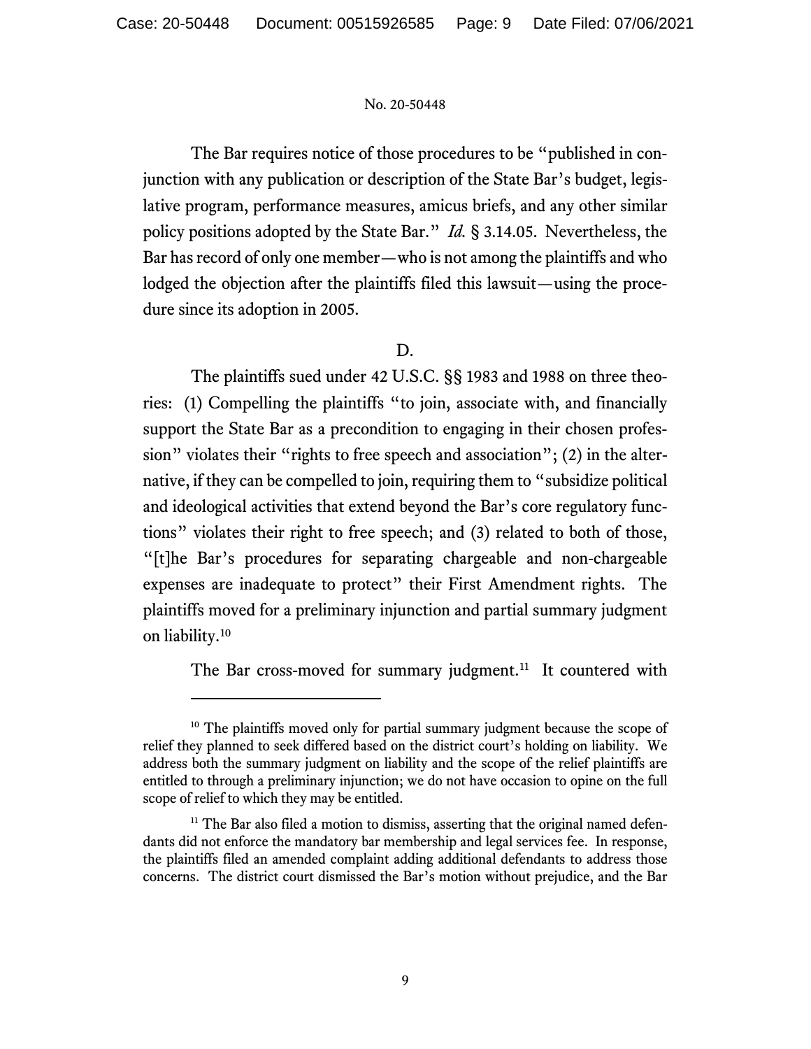The Bar requires notice of those procedures to be "published in conjunction with any publication or description of the State Bar's budget, legislative program, performance measures, amicus briefs, and any other similar policy positions adopted by the State Bar." *Id.* § 3.14.05. Nevertheless, the Bar has record of only one member—who is not among the plaintiffs and who lodged the objection after the plaintiffs filed this lawsuit—using the procedure since its adoption in 2005.

D.

The plaintiffs sued under 42 U.S.C. §§ 1983 and 1988 on three theories: (1) Compelling the plaintiffs "to join, associate with, and financially support the State Bar as a precondition to engaging in their chosen profession" violates their "rights to free speech and association"; (2) in the alternative, if they can be compelled to join, requiring them to "subsidize political and ideological activities that extend beyond the Bar's core regulatory functions" violates their right to free speech; and (3) related to both of those, "[t]he Bar's procedures for separating chargeable and non-chargeable expenses are inadequate to protect" their First Amendment rights. The plaintiffs moved for a preliminary injunction and partial summary judgment on liability.[10]

The Bar cross-moved for summary judgment.[11] It countered with

---

[10] The plaintiffs moved only for partial summary judgment because the scope of relief they planned to seek differed based on the district court's holding on liability. We address both the summary judgment on liability and the scope of the relief plaintiffs are entitled to through a preliminary injunction; we do not have occasion to opine on the full scope of relief to which they may be entitled.

[11] The Bar also filed a motion to dismiss, asserting that the original named defendants did not enforce the mandatory bar membership and legal services fee. In response, the plaintiffs filed an amended complaint adding additional defendants to address those concerns. The district court dismissed the Bar's motion without prejudice, and the Bar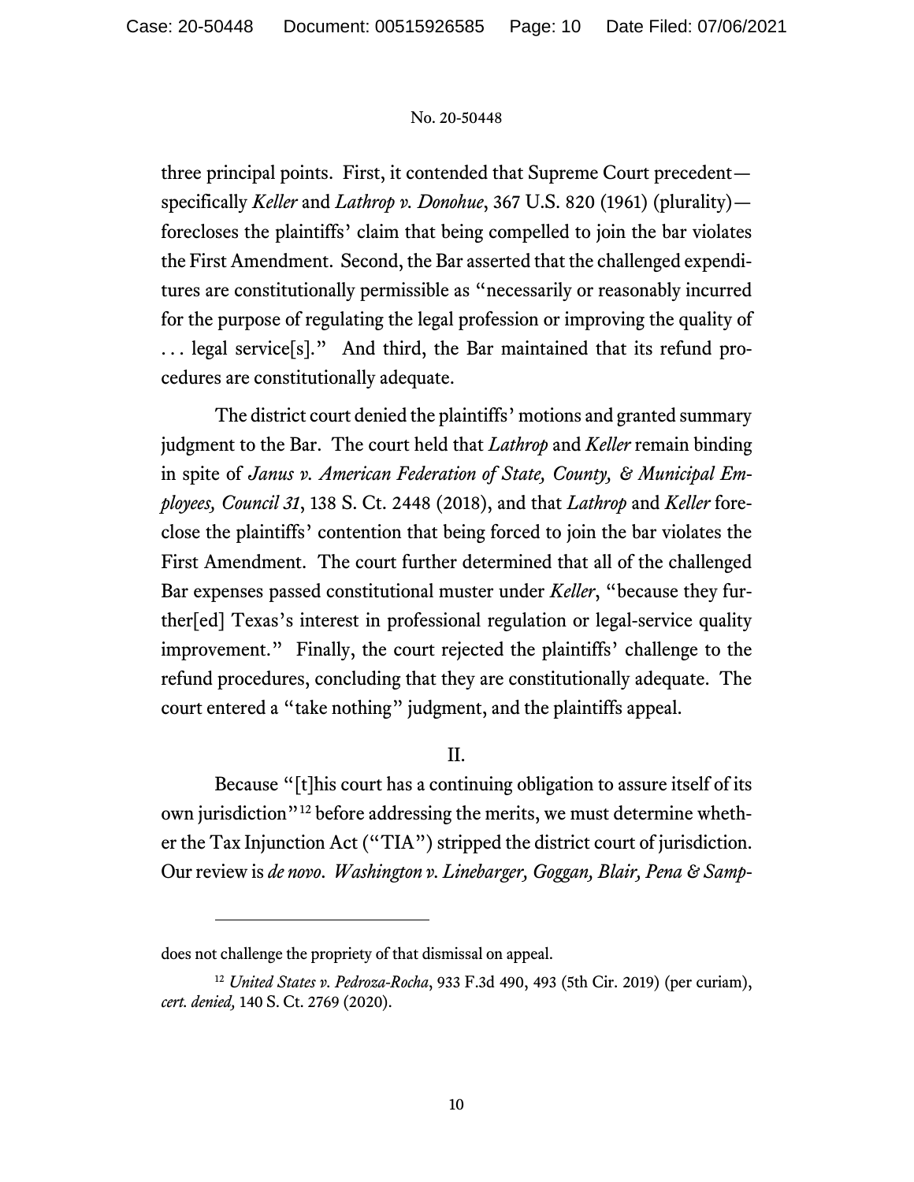three principal points. First, it contended that Supreme Court precedent—specifically *Keller* and *Lathrop v. Donohue*, 367 U.S. 820 (1961) (plurality)—forecloses the plaintiffs' claim that being compelled to join the bar violates the First Amendment. Second, the Bar asserted that the challenged expenditures are constitutionally permissible as "necessarily or reasonably incurred for the purpose of regulating the legal profession or improving the quality of . . . legal service[s]." And third, the Bar maintained that its refund procedures are constitutionally adequate.

The district court denied the plaintiffs' motions and granted summary judgment to the Bar. The court held that *Lathrop* and *Keller* remain binding in spite of *Janus v. American Federation of State, County, & Municipal Employees, Council 31*, 138 S. Ct. 2448 (2018), and that *Lathrop* and *Keller* foreclose the plaintiffs' contention that being forced to join the bar violates the First Amendment. The court further determined that all of the challenged Bar expenses passed constitutional muster under *Keller*, "because they further[ed] Texas's interest in professional regulation or legal-service quality improvement." Finally, the court rejected the plaintiffs' challenge to the refund procedures, concluding that they are constitutionally adequate. The court entered a "take nothing" judgment, and the plaintiffs appeal.

## II.

Because "[t]his court has a continuing obligation to assure itself of its own jurisdiction"[12] before addressing the merits, we must determine whether the Tax Injunction Act ("TIA") stripped the district court of jurisdiction. Our review is *de novo*. *Washington v. Linebarger, Goggan, Blair, Pena & Samp-*

---

does not challenge the propriety of that dismissal on appeal.

[12] *United States v. Pedroza-Rocha*, 933 F.3d 490, 493 (5th Cir. 2019) (per curiam), *cert. denied,* 140 S. Ct. 2769 (2020).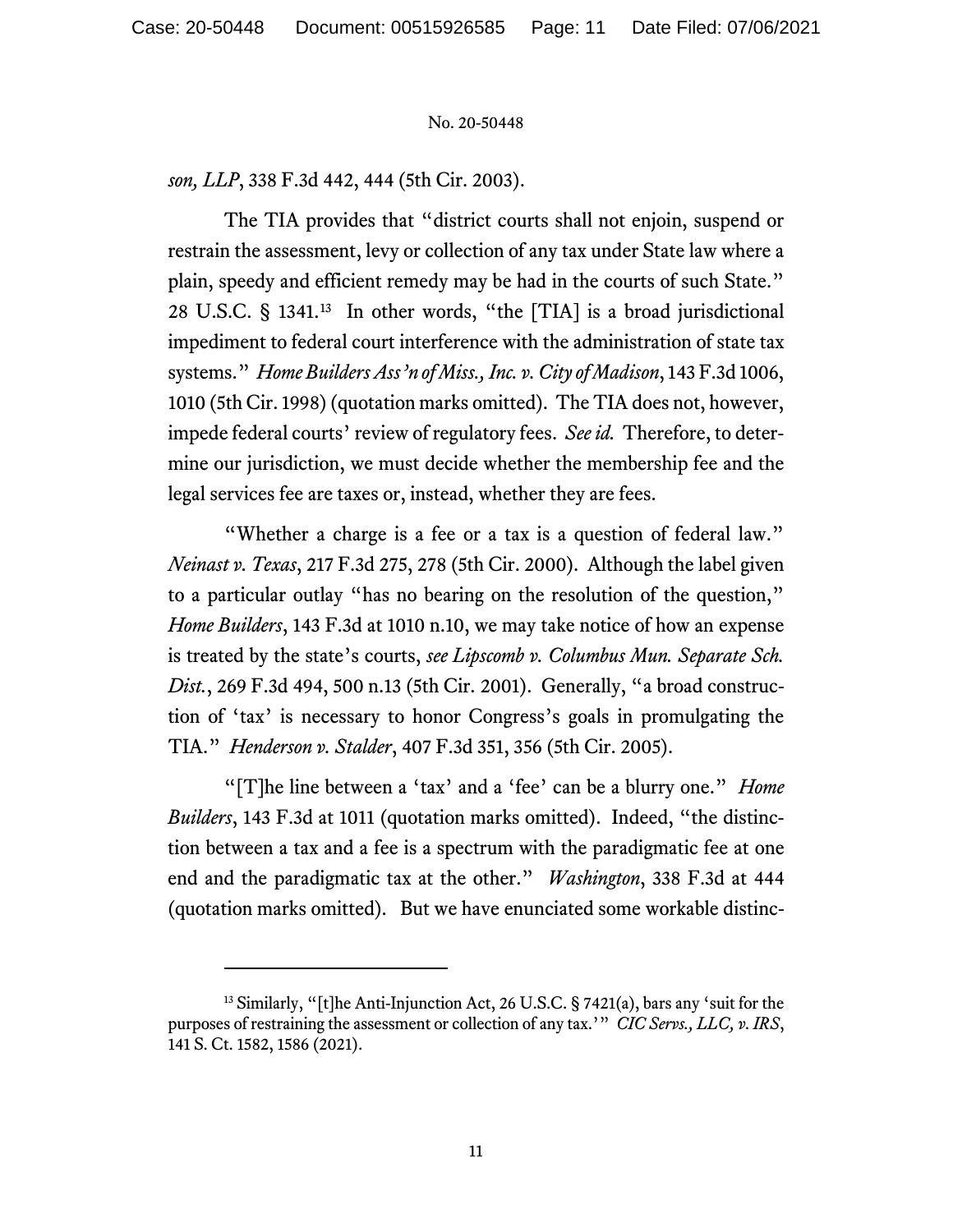*son, LLP*, 338 F.3d 442, 444 (5th Cir. 2003).

The TIA provides that "district courts shall not enjoin, suspend or restrain the assessment, levy or collection of any tax under State law where a plain, speedy and efficient remedy may be had in the courts of such State." 28 U.S.C. § 1341.[13] In other words, "the [TIA] is a broad jurisdictional impediment to federal court interference with the administration of state tax systems." *Home Builders Ass'n of Miss., Inc. v. City of Madison*, 143 F.3d 1006, 1010 (5th Cir. 1998) (quotation marks omitted). The TIA does not, however, impede federal courts' review of regulatory fees. *See id.* Therefore, to determine our jurisdiction, we must decide whether the membership fee and the legal services fee are taxes or, instead, whether they are fees.

"Whether a charge is a fee or a tax is a question of federal law." *Neinast v. Texas*, 217 F.3d 275, 278 (5th Cir. 2000). Although the label given to a particular outlay "has no bearing on the resolution of the question," *Home Builders*, 143 F.3d at 1010 n.10, we may take notice of how an expense is treated by the state's courts, *see Lipscomb v. Columbus Mun. Separate Sch. Dist.*, 269 F.3d 494, 500 n.13 (5th Cir. 2001). Generally, "a broad construction of 'tax' is necessary to honor Congress's goals in promulgating the TIA." *Henderson v. Stalder*, 407 F.3d 351, 356 (5th Cir. 2005).

"[T]he line between a 'tax' and a 'fee' can be a blurry one." *Home Builders*, 143 F.3d at 1011 (quotation marks omitted). Indeed, "the distinction between a tax and a fee is a spectrum with the paradigmatic fee at one end and the paradigmatic tax at the other." *Washington*, 338 F.3d at 444 (quotation marks omitted). But we have enunciated some workable distinc-

[13] Similarly, "[t]he Anti-Injunction Act, 26 U.S.C. § 7421(a), bars any 'suit for the purposes of restraining the assessment or collection of any tax.'" *CIC Servs., LLC, v. IRS*, 141 S. Ct. 1582, 1586 (2021).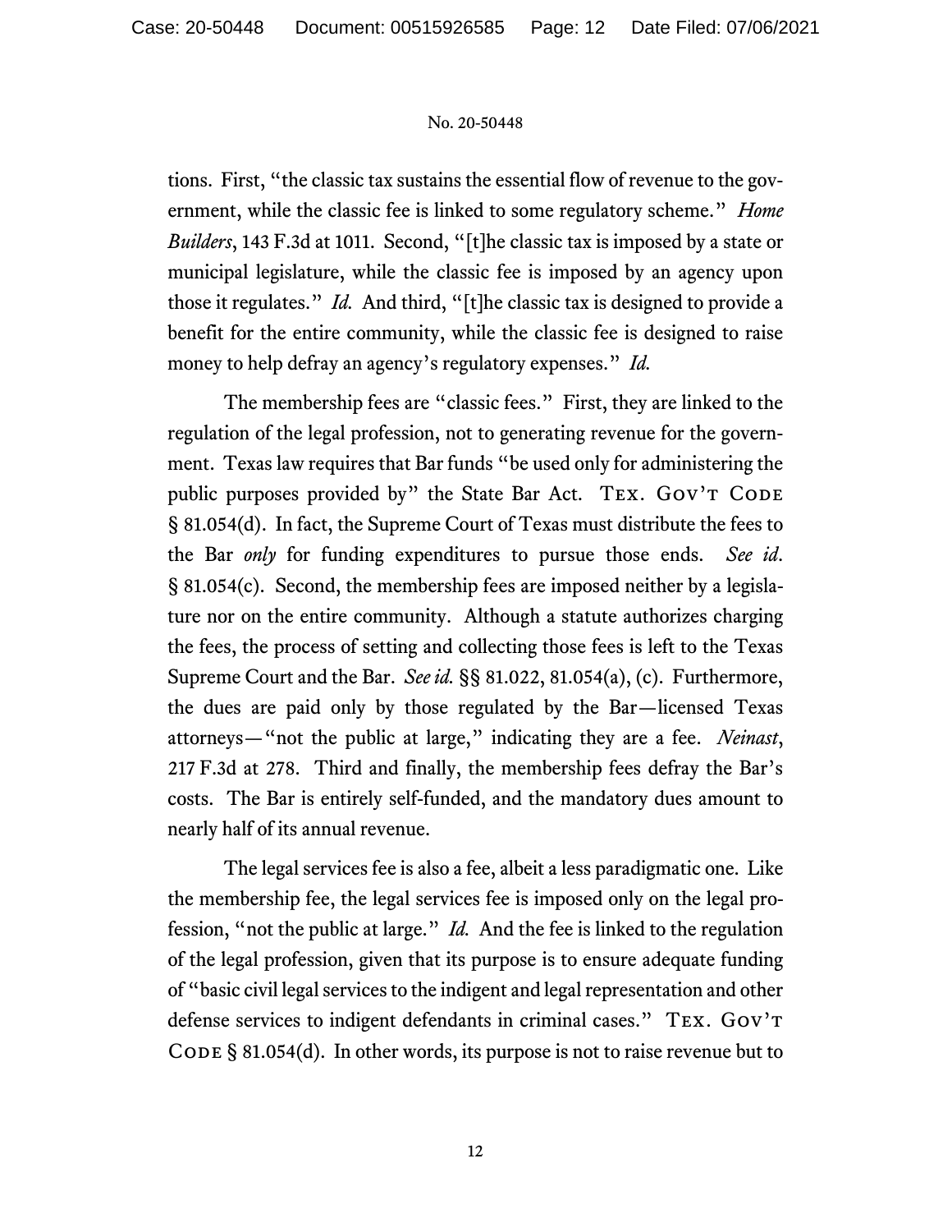tions. First, "the classic tax sustains the essential flow of revenue to the government, while the classic fee is linked to some regulatory scheme." *Home Builders*, 143 F.3d at 1011. Second, "[t]he classic tax is imposed by a state or municipal legislature, while the classic fee is imposed by an agency upon those it regulates." *Id.* And third, "[t]he classic tax is designed to provide a benefit for the entire community, while the classic fee is designed to raise money to help defray an agency's regulatory expenses." *Id.*

The membership fees are "classic fees." First, they are linked to the regulation of the legal profession, not to generating revenue for the government. Texas law requires that Bar funds "be used only for administering the public purposes provided by" the State Bar Act. Tex. Gov't Code § 81.054(d). In fact, the Supreme Court of Texas must distribute the fees to the Bar *only* for funding expenditures to pursue those ends. *See id*. § 81.054(c). Second, the membership fees are imposed neither by a legislature nor on the entire community. Although a statute authorizes charging the fees, the process of setting and collecting those fees is left to the Texas Supreme Court and the Bar. *See id.* §§ 81.022, 81.054(a), (c). Furthermore, the dues are paid only by those regulated by the Bar—licensed Texas attorneys—"not the public at large," indicating they are a fee. *Neinast*, 217 F.3d at 278. Third and finally, the membership fees defray the Bar's costs. The Bar is entirely self-funded, and the mandatory dues amount to nearly half of its annual revenue.

The legal services fee is also a fee, albeit a less paradigmatic one. Like the membership fee, the legal services fee is imposed only on the legal profession, "not the public at large." *Id.* And the fee is linked to the regulation of the legal profession, given that its purpose is to ensure adequate funding of "basic civil legal services to the indigent and legal representation and other defense services to indigent defendants in criminal cases." Tex. Gov't Code § 81.054(d). In other words, its purpose is not to raise revenue but to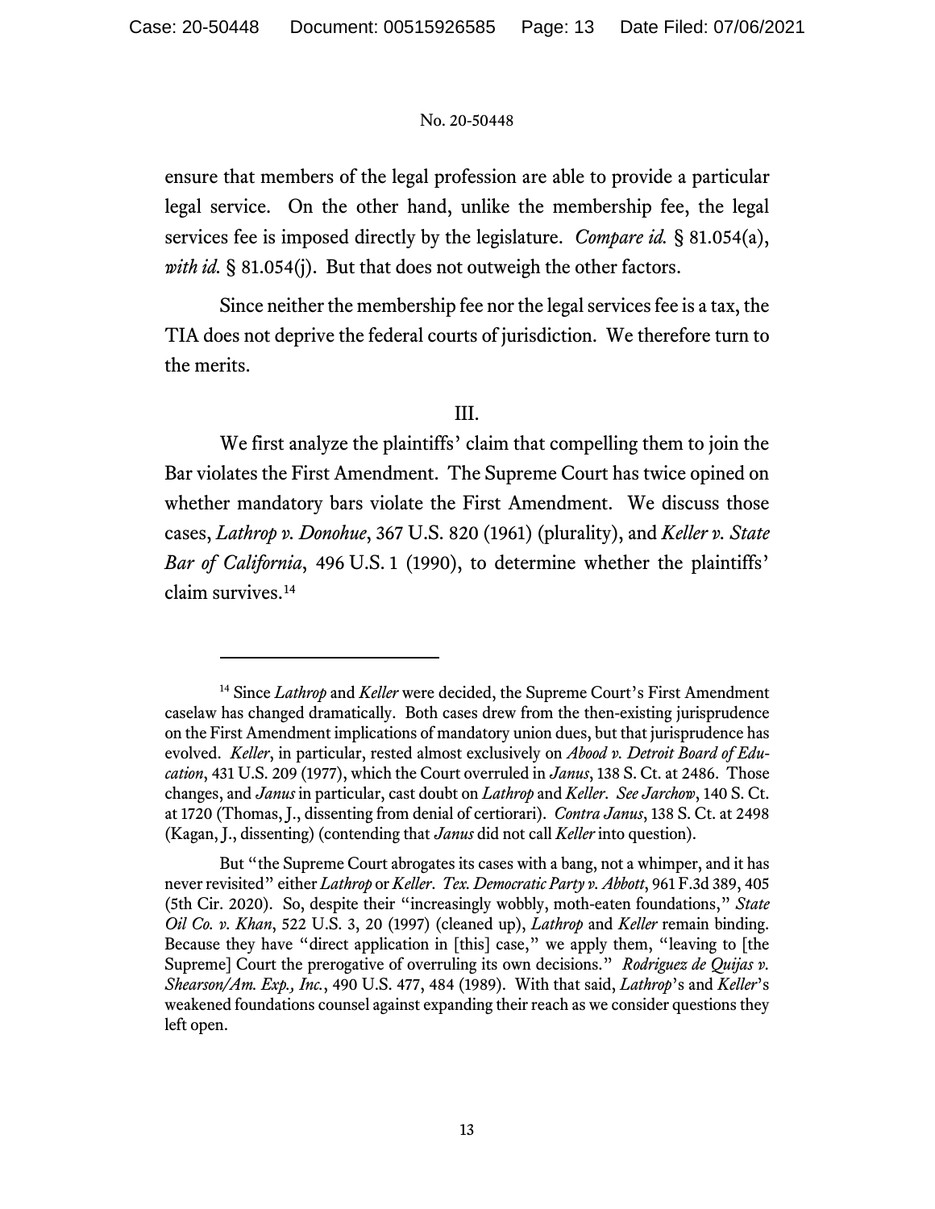ensure that members of the legal profession are able to provide a particular legal service. On the other hand, unlike the membership fee, the legal services fee is imposed directly by the legislature. *Compare id.* § 81.054(a), *with id.* § 81.054(j). But that does not outweigh the other factors.

Since neither the membership fee nor the legal services fee is a tax, the TIA does not deprive the federal courts of jurisdiction. We therefore turn to the merits.

## III.

We first analyze the plaintiffs' claim that compelling them to join the Bar violates the First Amendment. The Supreme Court has twice opined on whether mandatory bars violate the First Amendment. We discuss those cases, *Lathrop v. Donohue*, 367 U.S. 820 (1961) (plurality), and *Keller v. State Bar of California*, 496 U.S. 1 (1990), to determine whether the plaintiffs' claim survives.[14]

---

[14] Since *Lathrop* and *Keller* were decided, the Supreme Court's First Amendment caselaw has changed dramatically. Both cases drew from the then-existing jurisprudence on the First Amendment implications of mandatory union dues, but that jurisprudence has evolved. *Keller*, in particular, rested almost exclusively on *Abood v. Detroit Board of Education*, 431 U.S. 209 (1977), which the Court overruled in *Janus*, 138 S. Ct. at 2486. Those changes, and *Janus* in particular, cast doubt on *Lathrop* and *Keller*. *See Jarchow*, 140 S. Ct. at 1720 (Thomas, J., dissenting from denial of certiorari). *Contra Janus*, 138 S. Ct. at 2498 (Kagan, J., dissenting) (contending that *Janus* did not call *Keller* into question).

But "the Supreme Court abrogates its cases with a bang, not a whimper, and it has never revisited" either *Lathrop* or *Keller*. *Tex. Democratic Party v. Abbott*, 961 F.3d 389, 405 (5th Cir. 2020). So, despite their "increasingly wobbly, moth-eaten foundations," *State Oil Co. v. Khan*, 522 U.S. 3, 20 (1997) (cleaned up), *Lathrop* and *Keller* remain binding. Because they have "direct application in [this] case," we apply them, "leaving to [the Supreme] Court the prerogative of overruling its own decisions." *Rodriguez de Quijas v. Shearson/Am. Exp., Inc.*, 490 U.S. 477, 484 (1989). With that said, *Lathrop*'s and *Keller*'s weakened foundations counsel against expanding their reach as we consider questions they left open.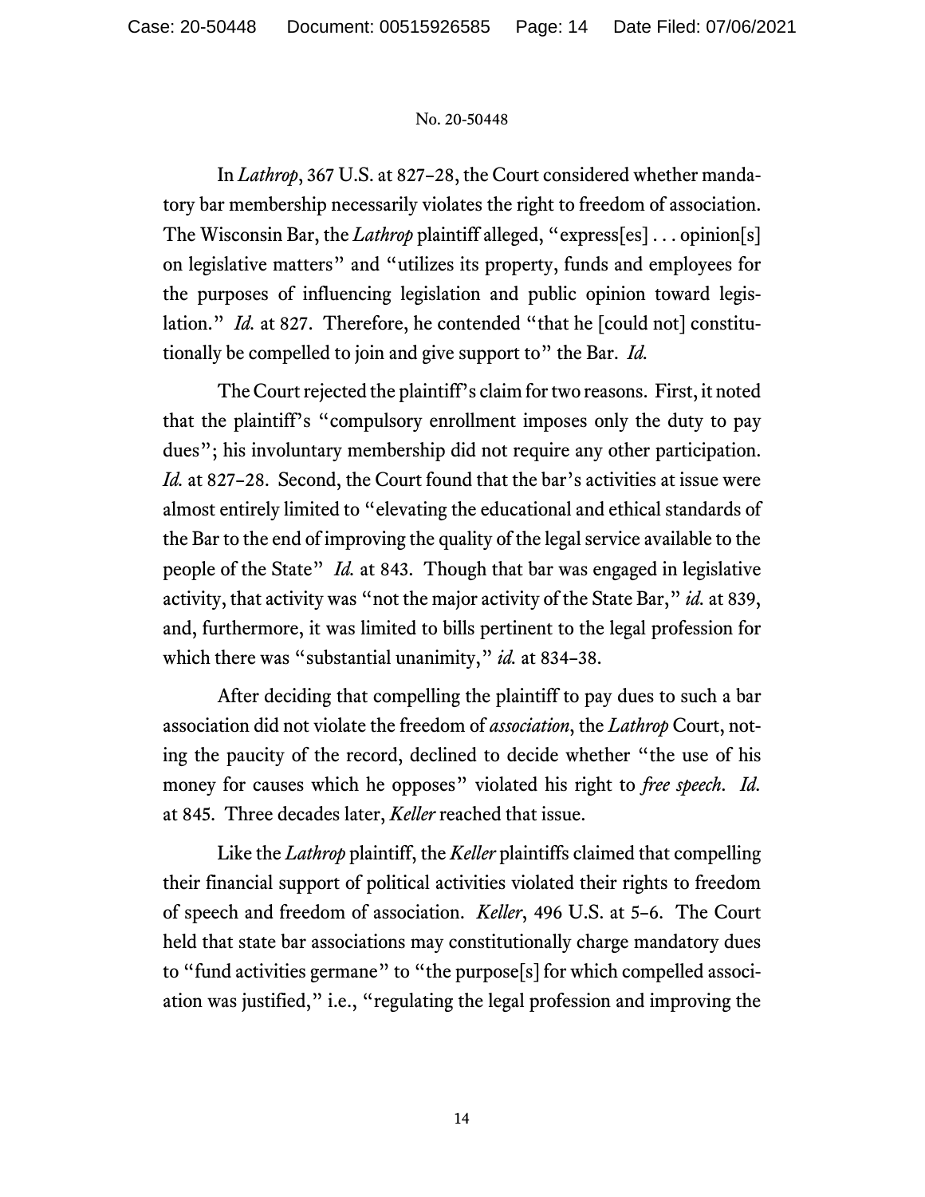In *Lathrop*, 367 U.S. at 827–28, the Court considered whether mandatory bar membership necessarily violates the right to freedom of association. The Wisconsin Bar, the *Lathrop* plaintiff alleged, "express[es] . . . opinion[s] on legislative matters" and "utilizes its property, funds and employees for the purposes of influencing legislation and public opinion toward legislation." *Id.* at 827. Therefore, he contended "that he [could not] constitutionally be compelled to join and give support to" the Bar. *Id.*

The Court rejected the plaintiff's claim for two reasons. First, it noted that the plaintiff's "compulsory enrollment imposes only the duty to pay dues"; his involuntary membership did not require any other participation. *Id.* at 827–28. Second, the Court found that the bar's activities at issue were almost entirely limited to "elevating the educational and ethical standards of the Bar to the end of improving the quality of the legal service available to the people of the State" *Id.* at 843. Though that bar was engaged in legislative activity, that activity was "not the major activity of the State Bar," *id.* at 839, and, furthermore, it was limited to bills pertinent to the legal profession for which there was "substantial unanimity," *id.* at 834–38.

After deciding that compelling the plaintiff to pay dues to such a bar association did not violate the freedom of *association*, the *Lathrop* Court, noting the paucity of the record, declined to decide whether "the use of his money for causes which he opposes" violated his right to *free speech*. *Id.* at 845. Three decades later, *Keller* reached that issue.

Like the *Lathrop* plaintiff, the *Keller* plaintiffs claimed that compelling their financial support of political activities violated their rights to freedom of speech and freedom of association. *Keller*, 496 U.S. at 5–6. The Court held that state bar associations may constitutionally charge mandatory dues to "fund activities germane" to "the purpose[s] for which compelled association was justified," i.e., "regulating the legal profession and improving the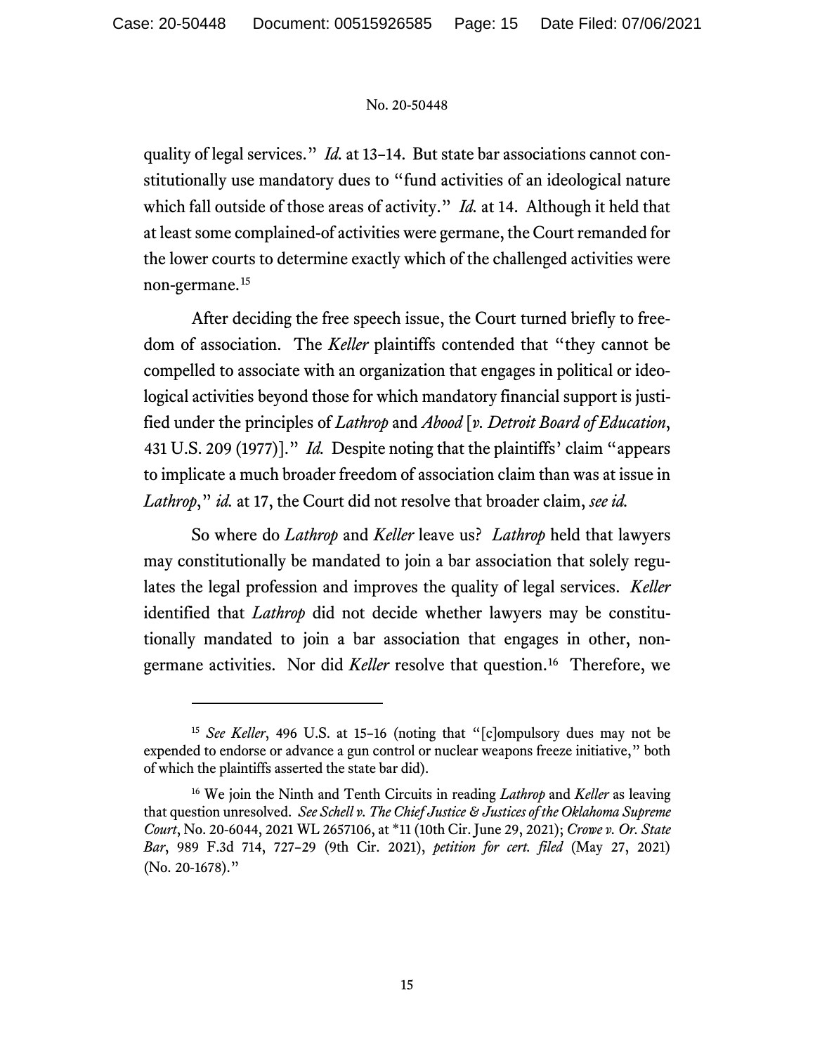quality of legal services." *Id.* at 13–14. But state bar associations cannot constitutionally use mandatory dues to "fund activities of an ideological nature which fall outside of those areas of activity." *Id.* at 14. Although it held that at least some complained-of activities were germane, the Court remanded for the lower courts to determine exactly which of the challenged activities were non-germane.[15]

After deciding the free speech issue, the Court turned briefly to freedom of association. The *Keller* plaintiffs contended that "they cannot be compelled to associate with an organization that engages in political or ideological activities beyond those for which mandatory financial support is justified under the principles of *Lathrop* and *Abood* [*v. Detroit Board of Education*, 431 U.S. 209 (1977)]." *Id.* Despite noting that the plaintiffs' claim "appears to implicate a much broader freedom of association claim than was at issue in *Lathrop*," *id.* at 17, the Court did not resolve that broader claim, *see id.*

So where do *Lathrop* and *Keller* leave us? *Lathrop* held that lawyers may constitutionally be mandated to join a bar association that solely regulates the legal profession and improves the quality of legal services. *Keller* identified that *Lathrop* did not decide whether lawyers may be constitutionally mandated to join a bar association that engages in other, non-germane activities. Nor did *Keller* resolve that question.[16] Therefore, we

---

[15] *See Keller*, 496 U.S. at 15–16 (noting that "[c]ompulsory dues may not be expended to endorse or advance a gun control or nuclear weapons freeze initiative," both of which the plaintiffs asserted the state bar did).

[16] We join the Ninth and Tenth Circuits in reading *Lathrop* and *Keller* as leaving that question unresolved. *See Schell v. The Chief Justice & Justices of the Oklahoma Supreme Court*, No. 20-6044, 2021 WL 2657106, at *11 (10th Cir. June 29, 2021); *Crowe v. Or. State Bar*, 989 F.3d 714, 727–29 (9th Cir. 2021), *petition for cert. filed* (May 27, 2021) (No. 20-1678)."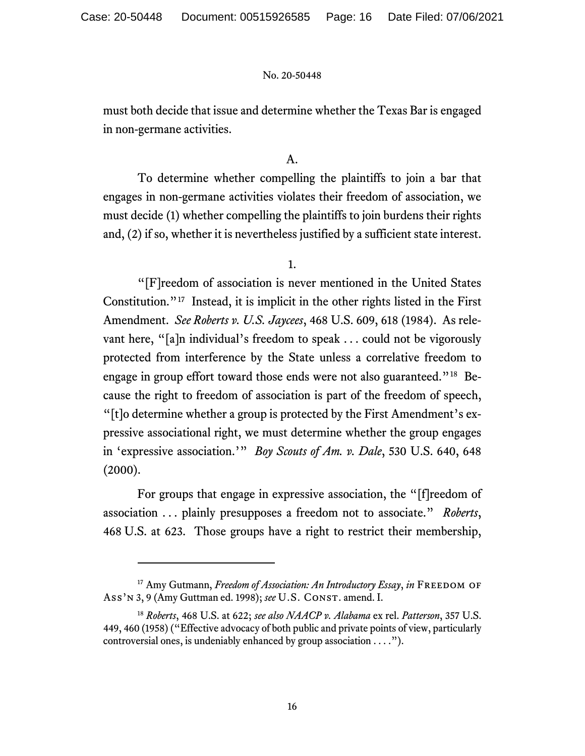must both decide that issue and determine whether the Texas Bar is engaged in non-germane activities.

A.

To determine whether compelling the plaintiffs to join a bar that engages in non-germane activities violates their freedom of association, we must decide (1) whether compelling the plaintiffs to join burdens their rights and, (2) if so, whether it is nevertheless justified by a sufficient state interest.

1.

"[F]reedom of association is never mentioned in the United States Constitution."[17] Instead, it is implicit in the other rights listed in the First Amendment. *See Roberts v. U.S. Jaycees*, 468 U.S. 609, 618 (1984). As relevant here, "[a]n individual's freedom to speak . . . could not be vigorously protected from interference by the State unless a correlative freedom to engage in group effort toward those ends were not also guaranteed."[18] Because the right to freedom of association is part of the freedom of speech, "[t]o determine whether a group is protected by the First Amendment's expressive associational right, we must determine whether the group engages in 'expressive association.'" *Boy Scouts of Am. v. Dale*, 530 U.S. 640, 648 (2000).

For groups that engage in expressive association, the "[f]reedom of association . . . plainly presupposes a freedom not to associate." *Roberts*, 468 U.S. at 623. Those groups have a right to restrict their membership,

---

[17] Amy Gutmann, *Freedom of Association: An Introductory Essay*, *in* FREEDOM OF ASS'N 3, 9 (Amy Guttman ed. 1998); *see* U.S. CONST. amend. I.

[18] *Roberts*, 468 U.S. at 622; *see also NAACP v. Alabama* ex rel. *Patterson*, 357 U.S. 449, 460 (1958) ("Effective advocacy of both public and private points of view, particularly controversial ones, is undeniably enhanced by group association . . . .").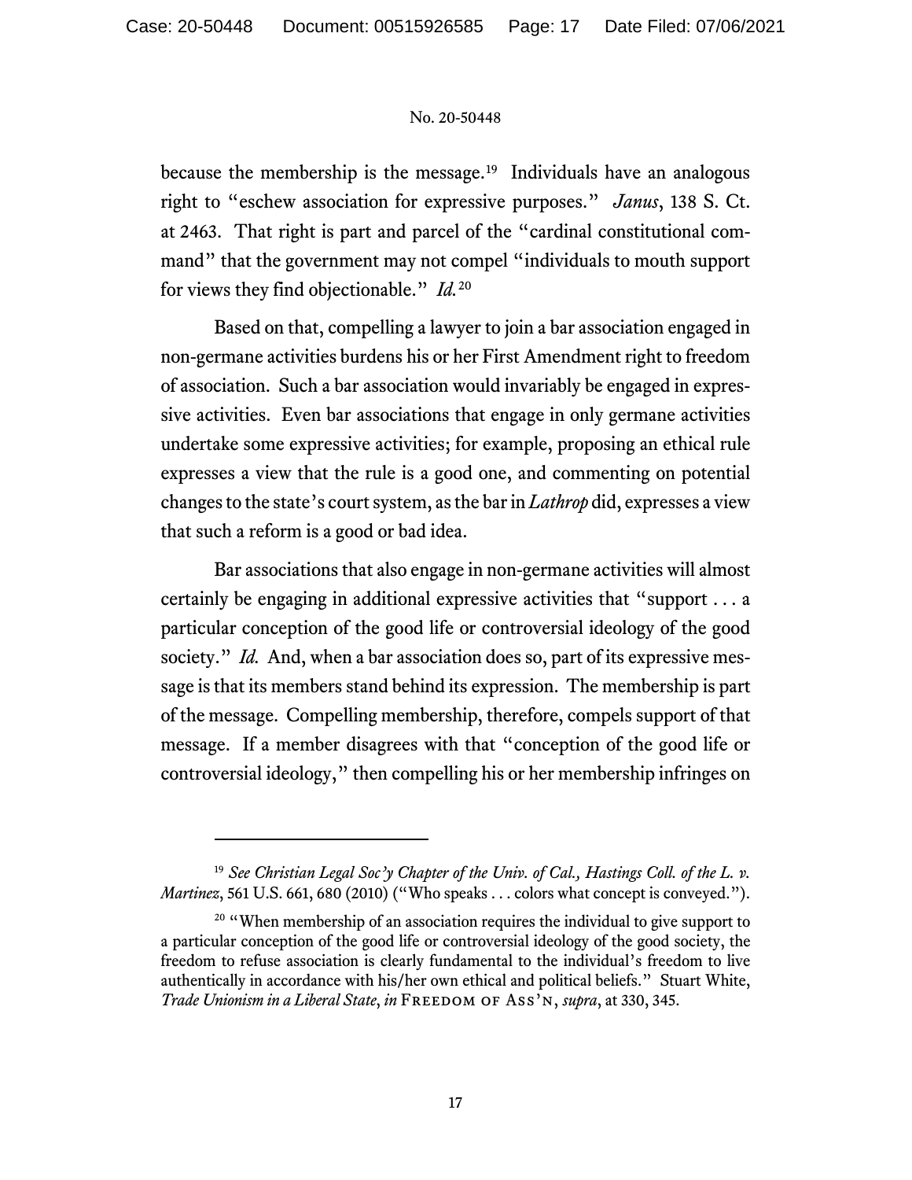because the membership is the message.[19] Individuals have an analogous right to "eschew association for expressive purposes." *Janus*, 138 S. Ct. at 2463. That right is part and parcel of the "cardinal constitutional command" that the government may not compel "individuals to mouth support for views they find objectionable." *Id.*[20]

Based on that, compelling a lawyer to join a bar association engaged in non-germane activities burdens his or her First Amendment right to freedom of association. Such a bar association would invariably be engaged in expressive activities. Even bar associations that engage in only germane activities undertake some expressive activities; for example, proposing an ethical rule expresses a view that the rule is a good one, and commenting on potential changes to the state's court system, as the bar in *Lathrop* did, expresses a view that such a reform is a good or bad idea.

Bar associations that also engage in non-germane activities will almost certainly be engaging in additional expressive activities that "support . . . a particular conception of the good life or controversial ideology of the good society." *Id.* And, when a bar association does so, part of its expressive message is that its members stand behind its expression. The membership is part of the message. Compelling membership, therefore, compels support of that message. If a member disagrees with that "conception of the good life or controversial ideology," then compelling his or her membership infringes on

---

[19] *See Christian Legal Soc'y Chapter of the Univ. of Cal., Hastings Coll. of the L. v. Martinez*, 561 U.S. 661, 680 (2010) ("Who speaks . . . colors what concept is conveyed.").

[20] "When membership of an association requires the individual to give support to a particular conception of the good life or controversial ideology of the good society, the freedom to refuse association is clearly fundamental to the individual's freedom to live authentically in accordance with his/her own ethical and political beliefs." Stuart White, *Trade Unionism in a Liberal State*, *in* FREEDOM OF ASS'N, *supra*, at 330, 345.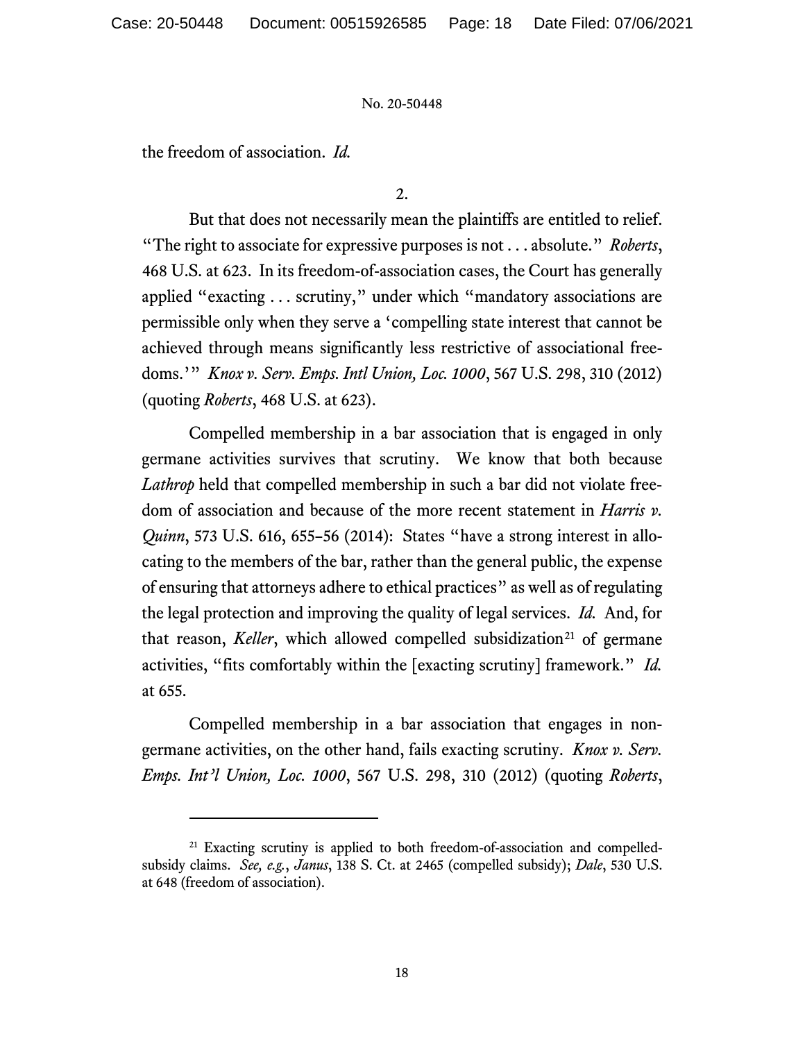the freedom of association. *Id.*

2.

But that does not necessarily mean the plaintiffs are entitled to relief. "The right to associate for expressive purposes is not . . . absolute." *Roberts*, 468 U.S. at 623. In its freedom-of-association cases, the Court has generally applied "exacting . . . scrutiny," under which "mandatory associations are permissible only when they serve a 'compelling state interest that cannot be achieved through means significantly less restrictive of associational freedoms.'" *Knox v. Serv. Emps. Intl Union, Loc. 1000*, 567 U.S. 298, 310 (2012) (quoting *Roberts*, 468 U.S. at 623).

Compelled membership in a bar association that is engaged in only germane activities survives that scrutiny. We know that both because *Lathrop* held that compelled membership in such a bar did not violate freedom of association and because of the more recent statement in *Harris v. Quinn*, 573 U.S. 616, 655–56 (2014): States "have a strong interest in allocating to the members of the bar, rather than the general public, the expense of ensuring that attorneys adhere to ethical practices" as well as of regulating the legal protection and improving the quality of legal services. *Id.* And, for that reason, *Keller*, which allowed compelled subsidization[21] of germane activities, "fits comfortably within the [exacting scrutiny] framework." *Id.* at 655.

Compelled membership in a bar association that engages in nongermane activities, on the other hand, fails exacting scrutiny. *Knox v. Serv. Emps. Int'l Union, Loc. 1000*, 567 U.S. 298, 310 (2012) (quoting *Roberts*,

---

[21] Exacting scrutiny is applied to both freedom-of-association and compelled-subsidy claims. *See, e.g.*, *Janus*, 138 S. Ct. at 2465 (compelled subsidy); *Dale*, 530 U.S. at 648 (freedom of association).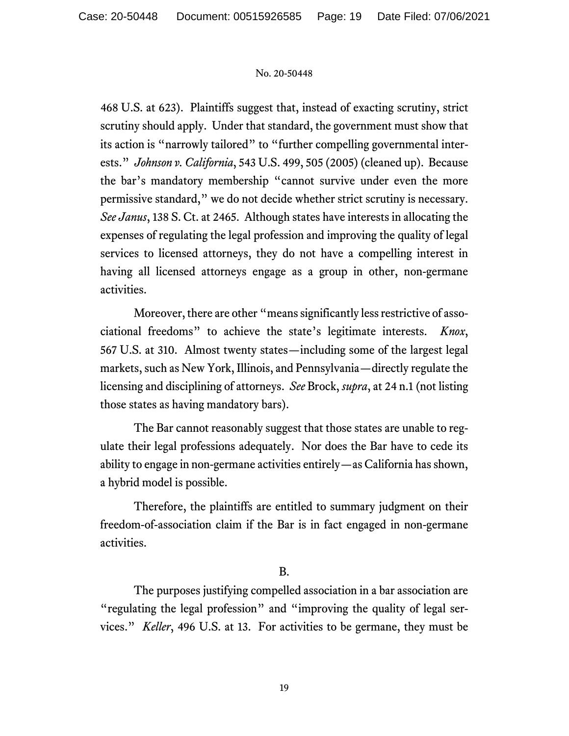468 U.S. at 623). Plaintiffs suggest that, instead of exacting scrutiny, strict scrutiny should apply. Under that standard, the government must show that its action is "narrowly tailored" to "further compelling governmental interests." *Johnson v. California*, 543 U.S. 499, 505 (2005) (cleaned up). Because the bar's mandatory membership "cannot survive under even the more permissive standard," we do not decide whether strict scrutiny is necessary. *See Janus*, 138 S. Ct. at 2465. Although states have interests in allocating the expenses of regulating the legal profession and improving the quality of legal services to licensed attorneys, they do not have a compelling interest in having all licensed attorneys engage as a group in other, non-germane activities.

Moreover, there are other "means significantly less restrictive of associational freedoms" to achieve the state's legitimate interests. *Knox*, 567 U.S. at 310. Almost twenty states—including some of the largest legal markets, such as New York, Illinois, and Pennsylvania—directly regulate the licensing and disciplining of attorneys. *See* Brock, *supra*, at 24 n.1 (not listing those states as having mandatory bars).

The Bar cannot reasonably suggest that those states are unable to regulate their legal professions adequately. Nor does the Bar have to cede its ability to engage in non-germane activities entirely—as California has shown, a hybrid model is possible.

Therefore, the plaintiffs are entitled to summary judgment on their freedom-of-association claim if the Bar is in fact engaged in non-germane activities.

B.

The purposes justifying compelled association in a bar association are "regulating the legal profession" and "improving the quality of legal services." *Keller*, 496 U.S. at 13. For activities to be germane, they must be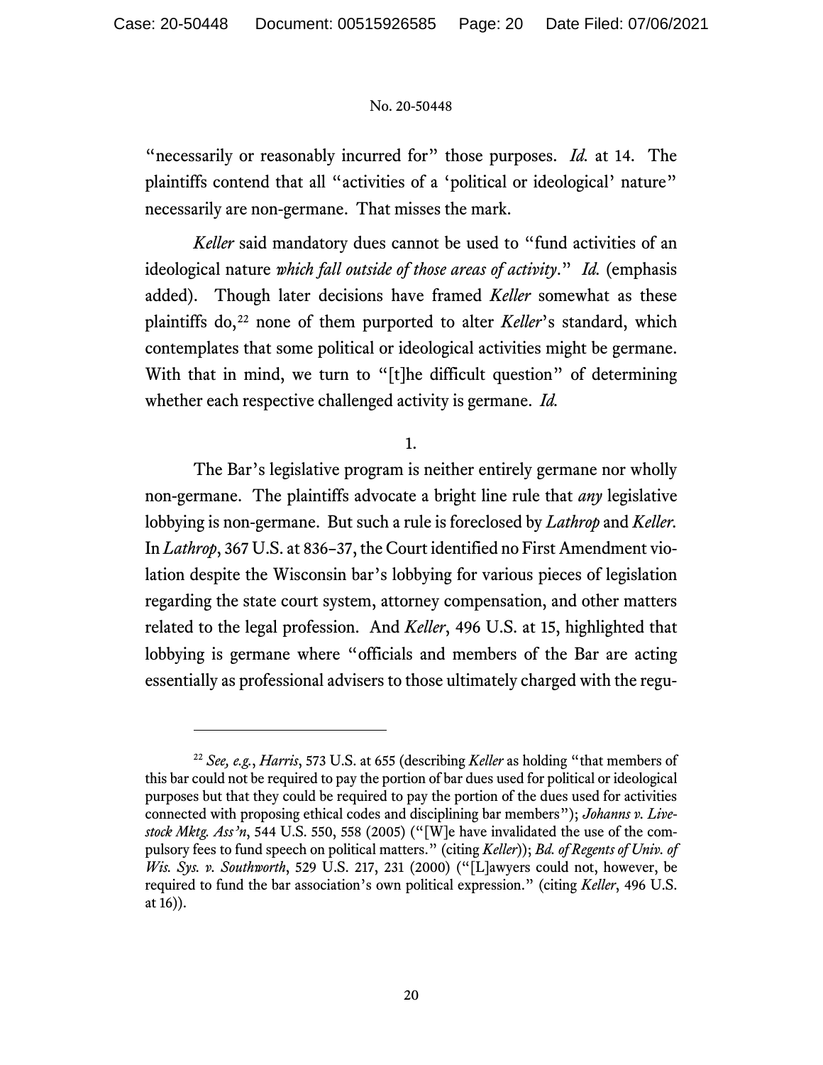"necessarily or reasonably incurred for" those purposes. *Id.* at 14. The plaintiffs contend that all "activities of a 'political or ideological' nature" necessarily are non-germane. That misses the mark.

*Keller* said mandatory dues cannot be used to "fund activities of an ideological nature *which fall outside of those areas of activity*." *Id.* (emphasis added). Though later decisions have framed *Keller* somewhat as these plaintiffs do,[22] none of them purported to alter *Keller*'s standard, which contemplates that some political or ideological activities might be germane. With that in mind, we turn to "[t]he difficult question" of determining whether each respective challenged activity is germane. *Id.*

1.

The Bar's legislative program is neither entirely germane nor wholly non-germane. The plaintiffs advocate a bright line rule that *any* legislative lobbying is non-germane. But such a rule is foreclosed by *Lathrop* and *Keller*. In *Lathrop*, 367 U.S. at 836–37, the Court identified no First Amendment violation despite the Wisconsin bar's lobbying for various pieces of legislation regarding the state court system, attorney compensation, and other matters related to the legal profession. And *Keller*, 496 U.S. at 15, highlighted that lobbying is germane where "officials and members of the Bar are acting essentially as professional advisers to those ultimately charged with the regu-

---

[22] *See, e.g.*, *Harris*, 573 U.S. at 655 (describing *Keller* as holding "that members of this bar could not be required to pay the portion of bar dues used for political or ideological purposes but that they could be required to pay the portion of the dues used for activities connected with proposing ethical codes and disciplining bar members"); *Johanns v. Livestock Mktg. Ass'n*, 544 U.S. 550, 558 (2005) ("[W]e have invalidated the use of the compulsory fees to fund speech on political matters." (citing *Keller*)); *Bd. of Regents of Univ. of Wis. Sys. v. Southworth*, 529 U.S. 217, 231 (2000) ("[L]awyers could not, however, be required to fund the bar association's own political expression." (citing *Keller*, 496 U.S. at 16)).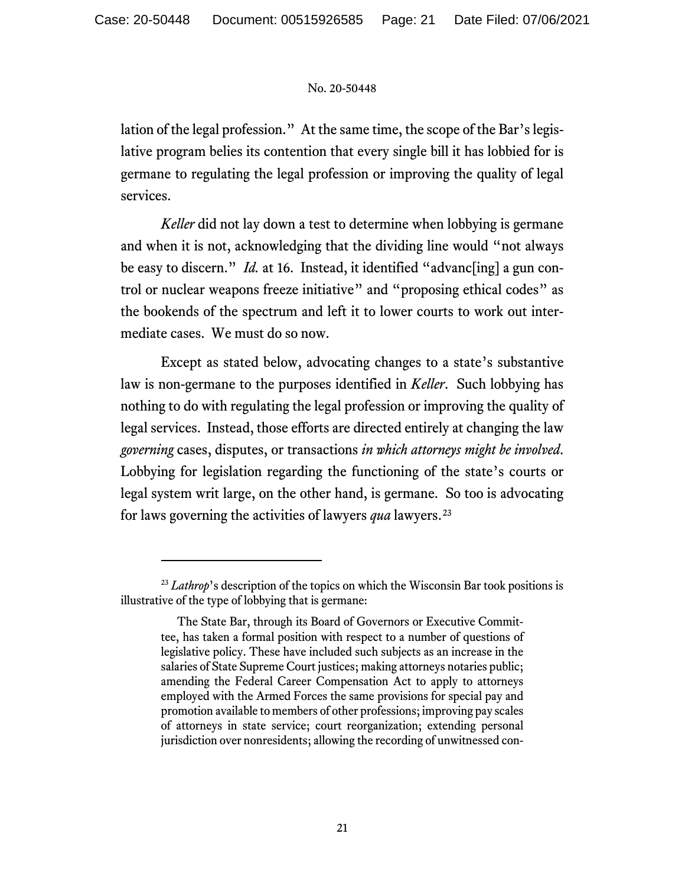lation of the legal profession." At the same time, the scope of the Bar's legislative program belies its contention that every single bill it has lobbied for is germane to regulating the legal profession or improving the quality of legal services.

*Keller* did not lay down a test to determine when lobbying is germane and when it is not, acknowledging that the dividing line would "not always be easy to discern." *Id.* at 16. Instead, it identified "advanc[ing] a gun control or nuclear weapons freeze initiative" and "proposing ethical codes" as the bookends of the spectrum and left it to lower courts to work out intermediate cases. We must do so now.

Except as stated below, advocating changes to a state's substantive law is non-germane to the purposes identified in *Keller*. Such lobbying has nothing to do with regulating the legal profession or improving the quality of legal services. Instead, those efforts are directed entirely at changing the law *governing* cases, disputes, or transactions *in which attorneys might be involved*. Lobbying for legislation regarding the functioning of the state's courts or legal system writ large, on the other hand, is germane. So too is advocating for laws governing the activities of lawyers *qua* lawyers.[23]

---

[23] *Lathrop*'s description of the topics on which the Wisconsin Bar took positions is illustrative of the type of lobbying that is germane:

> The State Bar, through its Board of Governors or Executive Committee, has taken a formal position with respect to a number of questions of legislative policy. These have included such subjects as an increase in the salaries of State Supreme Court justices; making attorneys notaries public; amending the Federal Career Compensation Act to apply to attorneys employed with the Armed Forces the same provisions for special pay and promotion available to members of other professions; improving pay scales of attorneys in state service; court reorganization; extending personal jurisdiction over nonresidents; allowing the recording of unwitnessed con-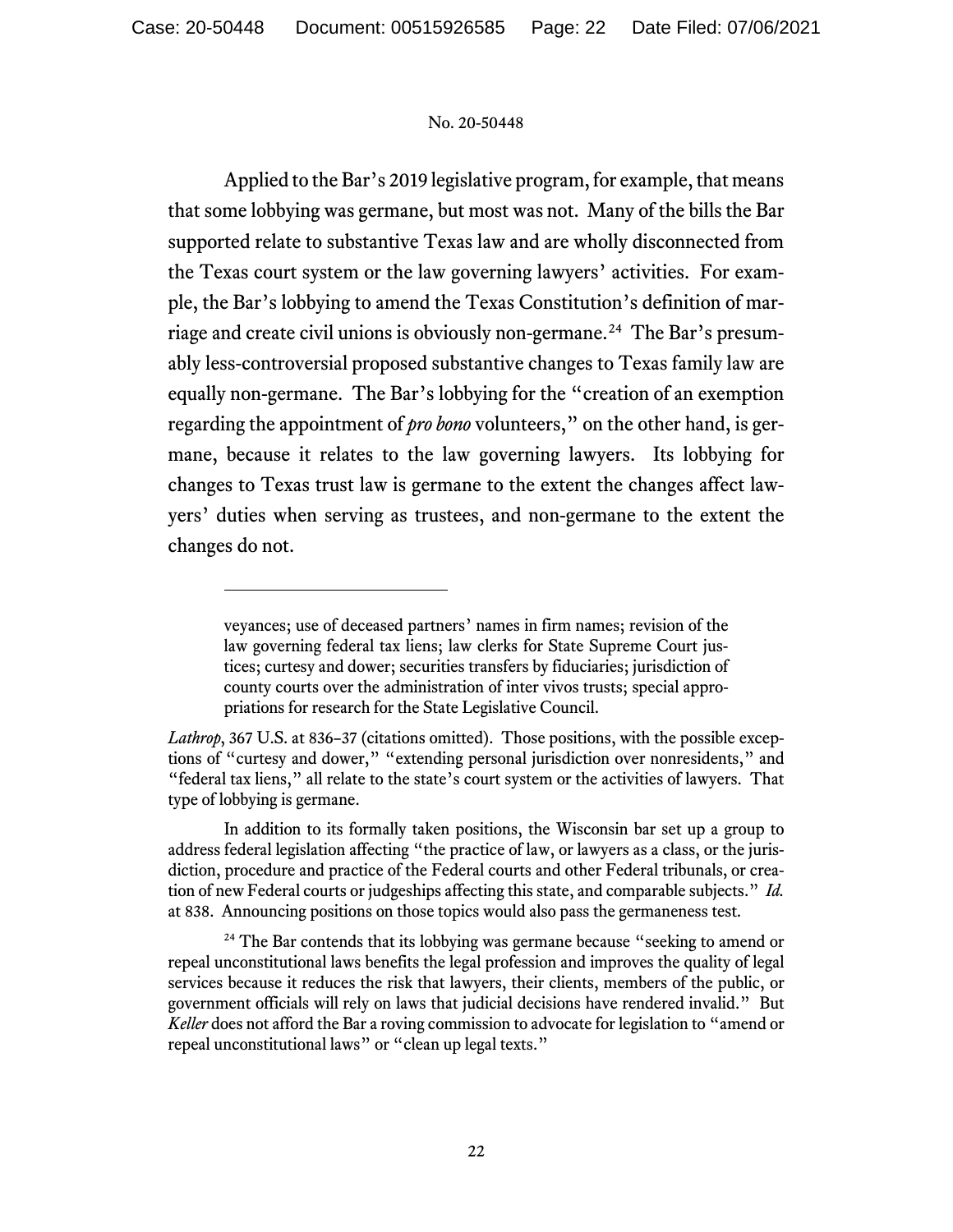Applied to the Bar's 2019 legislative program, for example, that means that some lobbying was germane, but most was not. Many of the bills the Bar supported relate to substantive Texas law and are wholly disconnected from the Texas court system or the law governing lawyers' activities. For example, the Bar's lobbying to amend the Texas Constitution's definition of marriage and create civil unions is obviously non-germane.[24] The Bar's presumably less-controversial proposed substantive changes to Texas family law are equally non-germane. The Bar's lobbying for the "creation of an exemption regarding the appointment of *pro bono* volunteers," on the other hand, is germane, because it relates to the law governing lawyers. Its lobbying for changes to Texas trust law is germane to the extent the changes affect lawyers' duties when serving as trustees, and non-germane to the extent the changes do not.

---

veyances; use of deceased partners' names in firm names; revision of the law governing federal tax liens; law clerks for State Supreme Court justices; curtesy and dower; securities transfers by fiduciaries; jurisdiction of county courts over the administration of inter vivos trusts; special appropriations for research for the State Legislative Council.

*Lathrop*, 367 U.S. at 836–37 (citations omitted). Those positions, with the possible exceptions of "curtesy and dower," "extending personal jurisdiction over nonresidents," and "federal tax liens," all relate to the state's court system or the activities of lawyers. That type of lobbying is germane.

In addition to its formally taken positions, the Wisconsin bar set up a group to address federal legislation affecting "the practice of law, or lawyers as a class, or the jurisdiction, procedure and practice of the Federal courts and other Federal tribunals, or creation of new Federal courts or judgeships affecting this state, and comparable subjects." *Id.* at 838. Announcing positions on those topics would also pass the germaneness test.

[24] The Bar contends that its lobbying was germane because "seeking to amend or repeal unconstitutional laws benefits the legal profession and improves the quality of legal services because it reduces the risk that lawyers, their clients, members of the public, or government officials will rely on laws that judicial decisions have rendered invalid." But *Keller* does not afford the Bar a roving commission to advocate for legislation to "amend or repeal unconstitutional laws" or "clean up legal texts."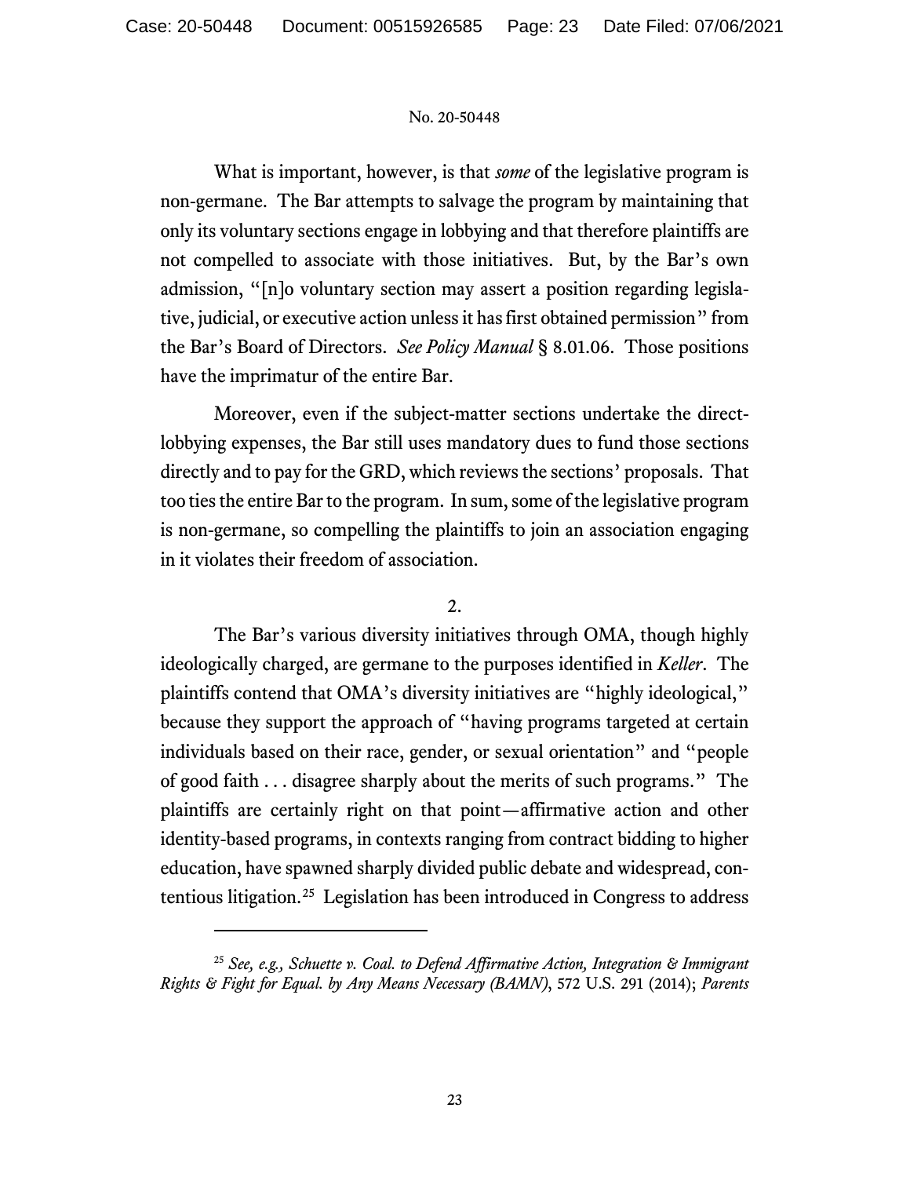What is important, however, is that *some* of the legislative program is non-germane. The Bar attempts to salvage the program by maintaining that only its voluntary sections engage in lobbying and that therefore plaintiffs are not compelled to associate with those initiatives. But, by the Bar's own admission, "[n]o voluntary section may assert a position regarding legislative, judicial, or executive action unless it has first obtained permission" from the Bar's Board of Directors. *See Policy Manual* § 8.01.06. Those positions have the imprimatur of the entire Bar.

Moreover, even if the subject-matter sections undertake the direct-lobbying expenses, the Bar still uses mandatory dues to fund those sections directly and to pay for the GRD, which reviews the sections' proposals. That too ties the entire Bar to the program. In sum, some of the legislative program is non-germane, so compelling the plaintiffs to join an association engaging in it violates their freedom of association.

2.

The Bar's various diversity initiatives through OMA, though highly ideologically charged, are germane to the purposes identified in *Keller*. The plaintiffs contend that OMA's diversity initiatives are "highly ideological," because they support the approach of "having programs targeted at certain individuals based on their race, gender, or sexual orientation" and "people of good faith . . . disagree sharply about the merits of such programs." The plaintiffs are certainly right on that point—affirmative action and other identity-based programs, in contexts ranging from contract bidding to higher education, have spawned sharply divided public debate and widespread, contentious litigation.[25] Legislation has been introduced in Congress to address

---

[25] *See, e.g., Schuette v. Coal. to Defend Affirmative Action, Integration & Immigrant Rights & Fight for Equal. by Any Means Necessary (BAMN)*, 572 U.S. 291 (2014); *Parents*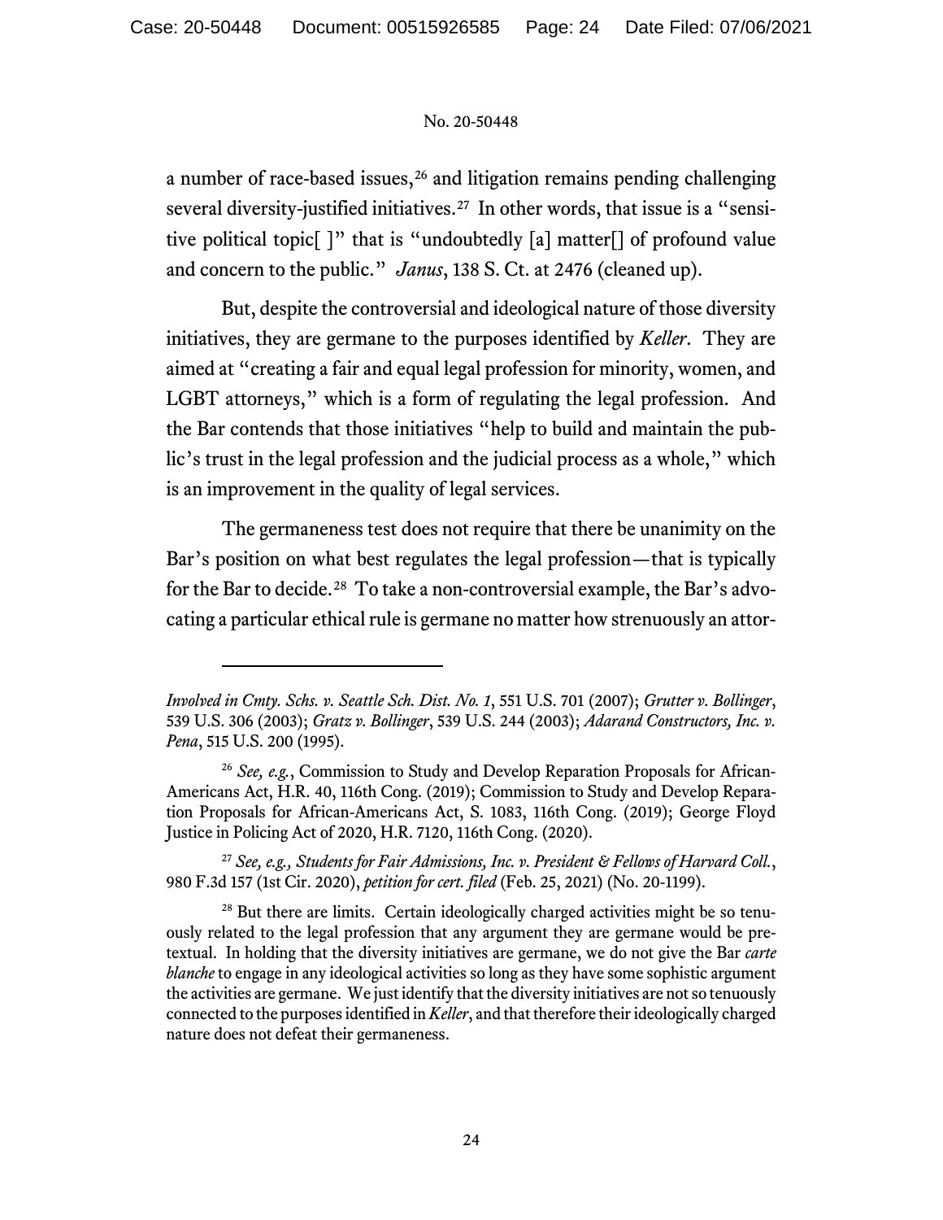a number of race-based issues,[26] and litigation remains pending challenging several diversity-justified initiatives.[27] In other words, that issue is a "sensitive political topic[ ]" that is "undoubtedly [a] matter[] of profound value and concern to the public." *Janus*, 138 S. Ct. at 2476 (cleaned up).

But, despite the controversial and ideological nature of those diversity initiatives, they are germane to the purposes identified by *Keller*. They are aimed at "creating a fair and equal legal profession for minority, women, and LGBT attorneys," which is a form of regulating the legal profession. And the Bar contends that those initiatives "help to build and maintain the public's trust in the legal profession and the judicial process as a whole," which is an improvement in the quality of legal services.

The germaneness test does not require that there be unanimity on the Bar's position on what best regulates the legal profession—that is typically for the Bar to decide.[28] To take a non-controversial example, the Bar's advocating a particular ethical rule is germane no matter how strenuously an attor-

---

*Involved in Cmty. Schs. v. Seattle Sch. Dist. No. 1*, 551 U.S. 701 (2007); *Grutter v. Bollinger*, 539 U.S. 306 (2003); *Gratz v. Bollinger*, 539 U.S. 244 (2003); *Adarand Constructors, Inc. v. Pena*, 515 U.S. 200 (1995).

[26] *See, e.g.*, Commission to Study and Develop Reparation Proposals for African-Americans Act, H.R. 40, 116th Cong. (2019); Commission to Study and Develop Reparation Proposals for African-Americans Act, S. 1083, 116th Cong. (2019); George Floyd Justice in Policing Act of 2020, H.R. 7120, 116th Cong. (2020).

[27] *See, e.g., Students for Fair Admissions, Inc. v. President & Fellows of Harvard Coll.*, 980 F.3d 157 (1st Cir. 2020), *petition for cert. filed* (Feb. 25, 2021) (No. 20-1199).

[28] But there are limits. Certain ideologically charged activities might be so tenuously related to the legal profession that any argument they are germane would be pretextual. In holding that the diversity initiatives are germane, we do not give the Bar *carte blanche* to engage in any ideological activities so long as they have some sophistic argument the activities are germane. We just identify that the diversity initiatives are not so tenuously connected to the purposes identified in *Keller*, and that therefore their ideologically charged nature does not defeat their germaneness.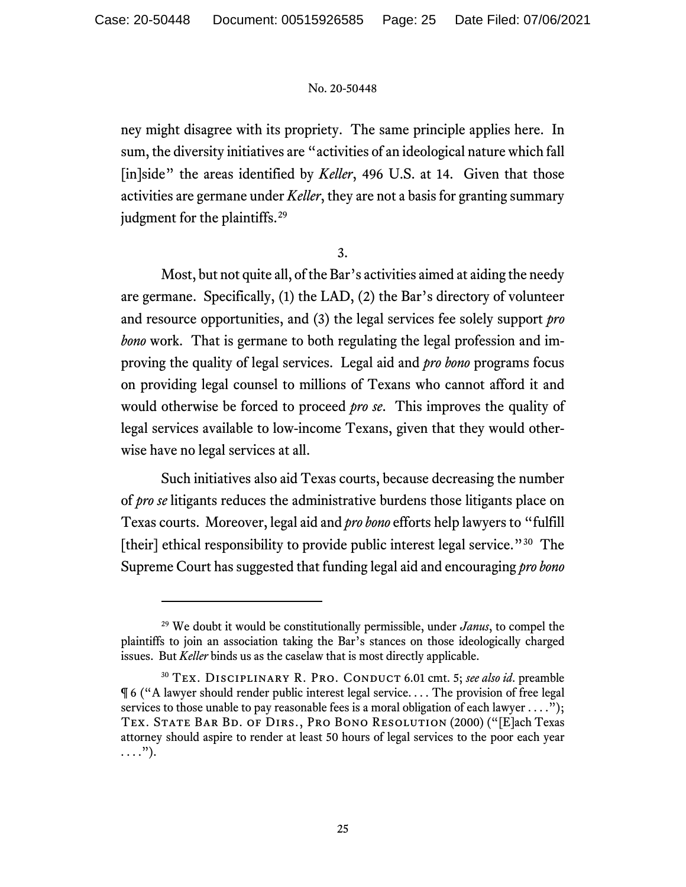ney might disagree with its propriety. The same principle applies here. In sum, the diversity initiatives are "activities of an ideological nature which fall [in]side" the areas identified by *Keller*, 496 U.S. at 14. Given that those activities are germane under *Keller*, they are not a basis for granting summary judgment for the plaintiffs.[29]

3.

Most, but not quite all, of the Bar's activities aimed at aiding the needy are germane. Specifically, (1) the LAD, (2) the Bar's directory of volunteer and resource opportunities, and (3) the legal services fee solely support *pro bono* work. That is germane to both regulating the legal profession and improving the quality of legal services. Legal aid and *pro bono* programs focus on providing legal counsel to millions of Texans who cannot afford it and would otherwise be forced to proceed *pro se*. This improves the quality of legal services available to low-income Texans, given that they would otherwise have no legal services at all.

Such initiatives also aid Texas courts, because decreasing the number of *pro se* litigants reduces the administrative burdens those litigants place on Texas courts. Moreover, legal aid and *pro bono* efforts help lawyers to "fulfill [their] ethical responsibility to provide public interest legal service."[30] The Supreme Court has suggested that funding legal aid and encouraging *pro bono*

---

[29] We doubt it would be constitutionally permissible, under *Janus*, to compel the plaintiffs to join an association taking the Bar's stances on those ideologically charged issues. But *Keller* binds us as the caselaw that is most directly applicable.

[30] Tex. Disciplinary R. Pro. Conduct 6.01 cmt. 5; *see also id*. preamble ¶ 6 ("A lawyer should render public interest legal service. . . . The provision of free legal services to those unable to pay reasonable fees is a moral obligation of each lawyer . . . ."); Tex. State Bar Bd. of Dirs., Pro Bono Resolution (2000) ("[E]ach Texas attorney should aspire to render at least 50 hours of legal services to the poor each year . . . .").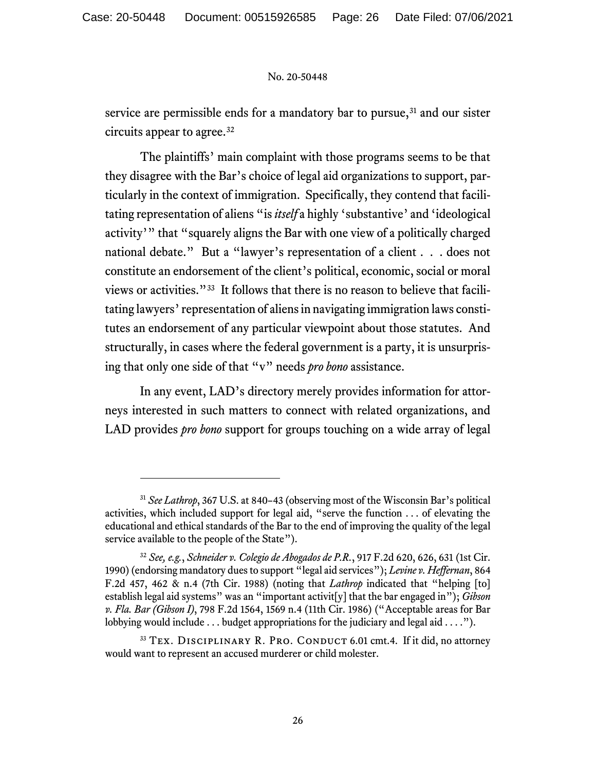service are permissible ends for a mandatory bar to pursue,[31] and our sister circuits appear to agree.[32]

The plaintiffs' main complaint with those programs seems to be that they disagree with the Bar's choice of legal aid organizations to support, particularly in the context of immigration. Specifically, they contend that facilitating representation of aliens "is *itself* a highly 'substantive' and 'ideological activity'" that "squarely aligns the Bar with one view of a politically charged national debate." But a "lawyer's representation of a client . . . does not constitute an endorsement of the client's political, economic, social or moral views or activities."[33] It follows that there is no reason to believe that facilitating lawyers' representation of aliens in navigating immigration laws constitutes an endorsement of any particular viewpoint about those statutes. And structurally, in cases where the federal government is a party, it is unsurprising that only one side of that "v" needs *pro bono* assistance.

In any event, LAD's directory merely provides information for attorneys interested in such matters to connect with related organizations, and LAD provides *pro bono* support for groups touching on a wide array of legal

---

[31] *See Lathrop*, 367 U.S. at 840–43 (observing most of the Wisconsin Bar's political activities, which included support for legal aid, "serve the function . . . of elevating the educational and ethical standards of the Bar to the end of improving the quality of the legal service available to the people of the State").

[32] *See, e.g.*, *Schneider v. Colegio de Abogados de P.R.*, 917 F.2d 620, 626, 631 (1st Cir. 1990) (endorsing mandatory dues to support "legal aid services"); *Levine v. Heffernan*, 864 F.2d 457, 462 & n.4 (7th Cir. 1988) (noting that *Lathrop* indicated that "helping [to] establish legal aid systems" was an "important activit[y] that the bar engaged in"); *Gibson v. Fla. Bar (Gibson I)*, 798 F.2d 1564, 1569 n.4 (11th Cir. 1986) ("Acceptable areas for Bar lobbying would include . . . budget appropriations for the judiciary and legal aid . . . .").

[33] Tex. Disciplinary R. Pro. Conduct 6.01 cmt.4. If it did, no attorney would want to represent an accused murderer or child molester.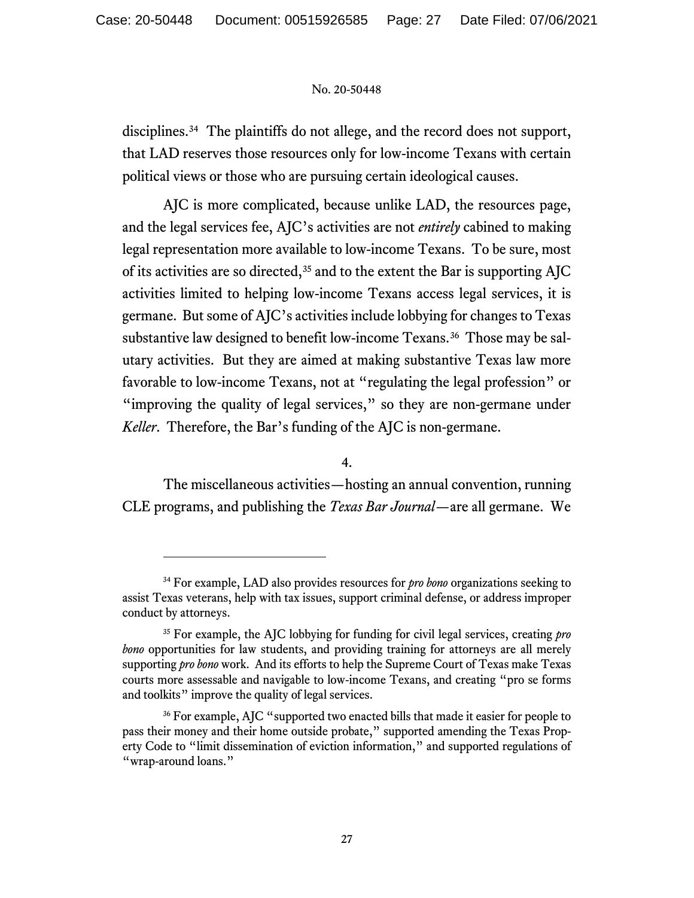disciplines.[34] The plaintiffs do not allege, and the record does not support, that LAD reserves those resources only for low-income Texans with certain political views or those who are pursuing certain ideological causes.

AJC is more complicated, because unlike LAD, the resources page, and the legal services fee, AJC's activities are not *entirely* cabined to making legal representation more available to low-income Texans. To be sure, most of its activities are so directed,[35] and to the extent the Bar is supporting AJC activities limited to helping low-income Texans access legal services, it is germane. But some of AJC's activities include lobbying for changes to Texas substantive law designed to benefit low-income Texans.[36] Those may be salutary activities. But they are aimed at making substantive Texas law more favorable to low-income Texans, not at "regulating the legal profession" or "improving the quality of legal services," so they are non-germane under *Keller*. Therefore, the Bar's funding of the AJC is non-germane.

4.

The miscellaneous activities—hosting an annual convention, running CLE programs, and publishing the *Texas Bar Journal*—are all germane. We

---

[34] For example, LAD also provides resources for *pro bono* organizations seeking to assist Texas veterans, help with tax issues, support criminal defense, or address improper conduct by attorneys.

[35] For example, the AJC lobbying for funding for civil legal services, creating *pro bono* opportunities for law students, and providing training for attorneys are all merely supporting *pro bono* work. And its efforts to help the Supreme Court of Texas make Texas courts more assessable and navigable to low-income Texans, and creating "pro se forms and toolkits" improve the quality of legal services.

[36] For example, AJC "supported two enacted bills that made it easier for people to pass their money and their home outside probate," supported amending the Texas Property Code to "limit dissemination of eviction information," and supported regulations of "wrap-around loans."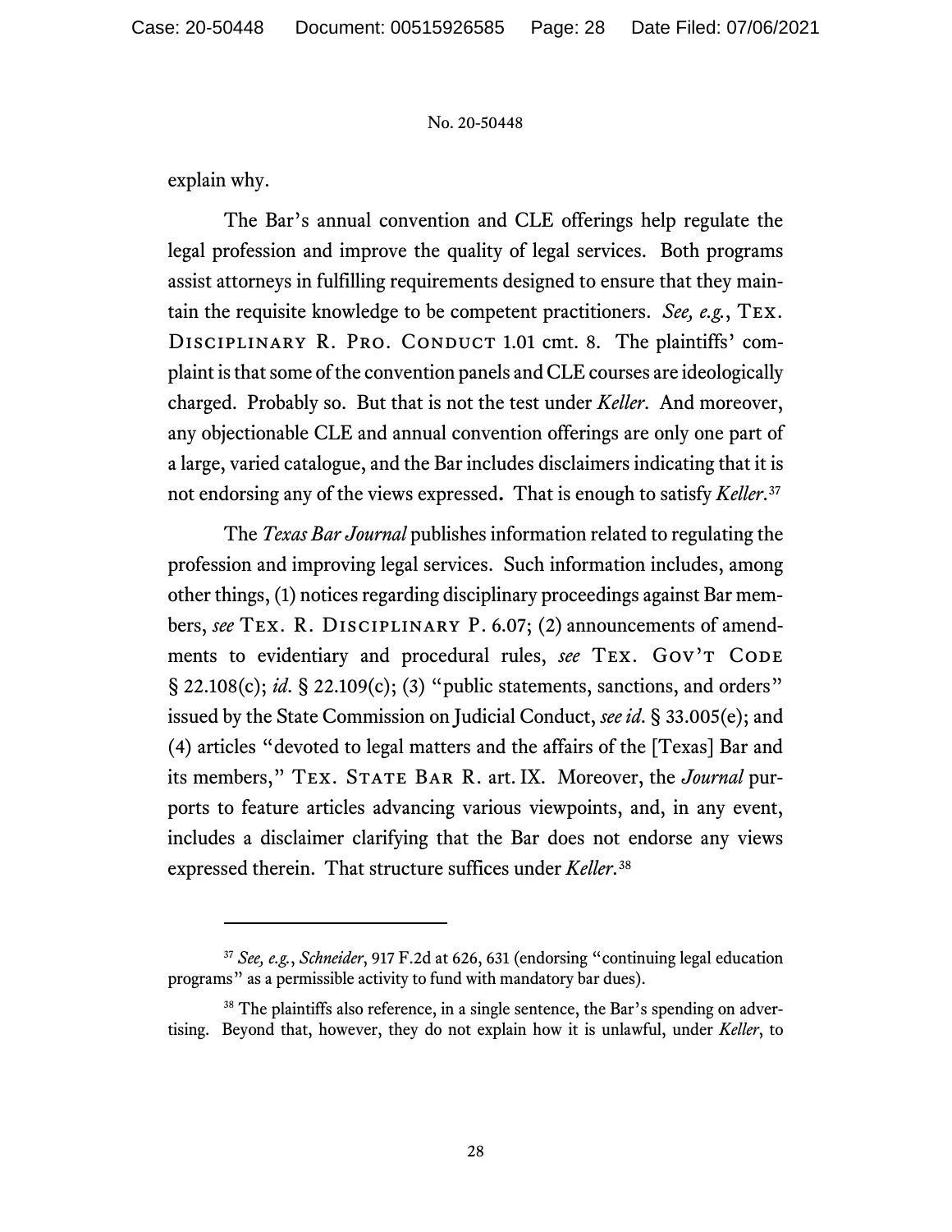explain why.

The Bar's annual convention and CLE offerings help regulate the legal profession and improve the quality of legal services. Both programs assist attorneys in fulfilling requirements designed to ensure that they maintain the requisite knowledge to be competent practitioners. *See, e.g.*, TEX. DISCIPLINARY R. PRO. CONDUCT 1.01 cmt. 8. The plaintiffs' complaint is that some of the convention panels and CLE courses are ideologically charged. Probably so. But that is not the test under *Keller*. And moreover, any objectionable CLE and annual convention offerings are only one part of a large, varied catalogue, and the Bar includes disclaimers indicating that it is not endorsing any of the views expressed**.** That is enough to satisfy *Keller*.[37]

The *Texas Bar Journal* publishes information related to regulating the profession and improving legal services. Such information includes, among other things, (1) notices regarding disciplinary proceedings against Bar members, *see* TEX. R. DISCIPLINARY P. 6.07; (2) announcements of amendments to evidentiary and procedural rules, *see* TEX. GOV'T CODE § 22.108(c); *id.* § 22.109(c); (3) "public statements, sanctions, and orders" issued by the State Commission on Judicial Conduct, *see id.* § 33.005(e); and (4) articles "devoted to legal matters and the affairs of the [Texas] Bar and its members," TEX. STATE BAR R. art. IX. Moreover, the *Journal* purports to feature articles advancing various viewpoints, and, in any event, includes a disclaimer clarifying that the Bar does not endorse any views expressed therein. That structure suffices under *Keller*.[38]

---

[37] *See, e.g.*, *Schneider*, 917 F.2d at 626, 631 (endorsing "continuing legal education programs" as a permissible activity to fund with mandatory bar dues).

[38] The plaintiffs also reference, in a single sentence, the Bar's spending on advertising. Beyond that, however, they do not explain how it is unlawful, under *Keller*, to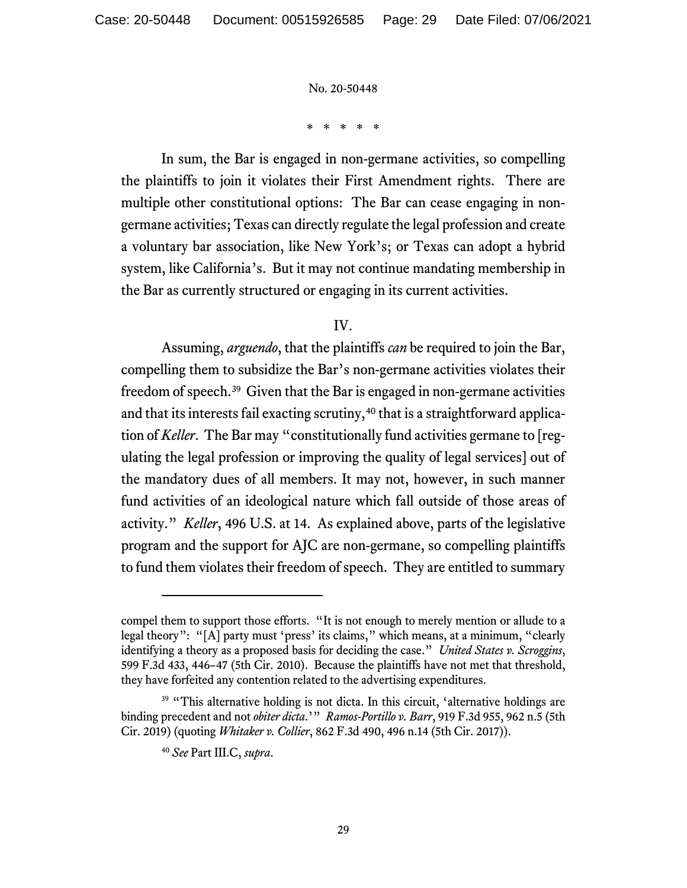\* \* \* \* \*

In sum, the Bar is engaged in non-germane activities, so compelling the plaintiffs to join it violates their First Amendment rights. There are multiple other constitutional options: The Bar can cease engaging in non-germane activities; Texas can directly regulate the legal profession and create a voluntary bar association, like New York's; or Texas can adopt a hybrid system, like California's. But it may not continue mandating membership in the Bar as currently structured or engaging in its current activities.

IV.

Assuming, *arguendo*, that the plaintiffs *can* be required to join the Bar, compelling them to subsidize the Bar's non-germane activities violates their freedom of speech.[39] Given that the Bar is engaged in non-germane activities and that its interests fail exacting scrutiny,[40] that is a straightforward application of *Keller*. The Bar may "constitutionally fund activities germane to [regulating the legal profession or improving the quality of legal services] out of the mandatory dues of all members. It may not, however, in such manner fund activities of an ideological nature which fall outside of those areas of activity." *Keller*, 496 U.S. at 14. As explained above, parts of the legislative program and the support for AJC are non-germane, so compelling plaintiffs to fund them violates their freedom of speech. They are entitled to summary

---

compel them to support those efforts. "It is not enough to merely mention or allude to a legal theory": "[A] party must 'press' its claims," which means, at a minimum, "clearly identifying a theory as a proposed basis for deciding the case." *United States v. Scroggins*, 599 F.3d 433, 446–47 (5th Cir. 2010). Because the plaintiffs have not met that threshold, they have forfeited any contention related to the advertising expenditures.

[39] "This alternative holding is not dicta. In this circuit, 'alternative holdings are binding precedent and not *obiter dicta*.'" *Ramos-Portillo v. Barr*, 919 F.3d 955, 962 n.5 (5th Cir. 2019) (quoting *Whitaker v. Collier*, 862 F.3d 490, 496 n.14 (5th Cir. 2017)).

[40] *See* Part III.C, *supra*.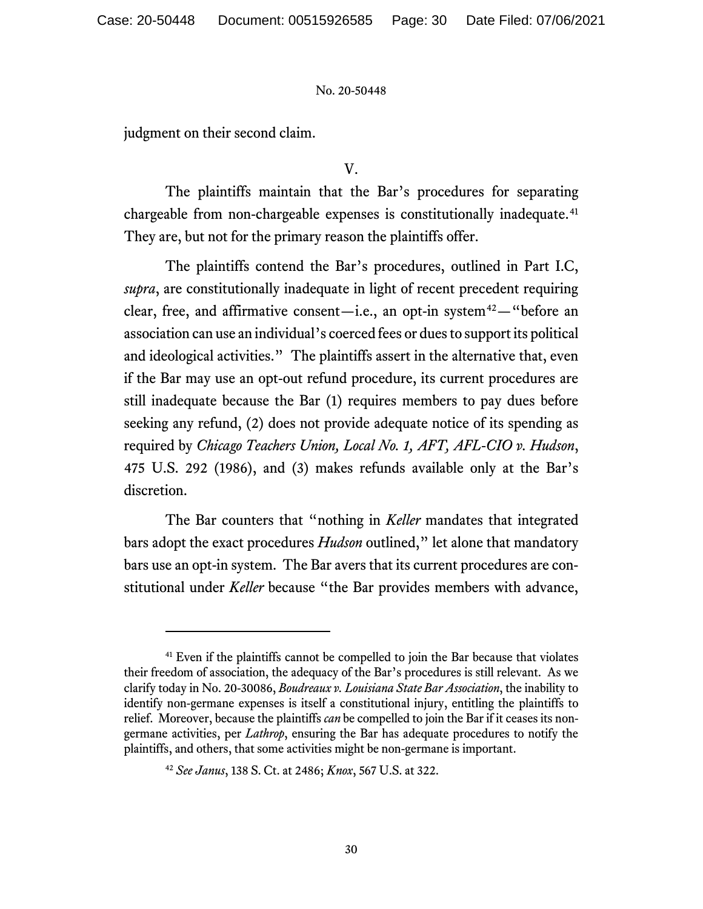judgment on their second claim.

V.

The plaintiffs maintain that the Bar's procedures for separating chargeable from non-chargeable expenses is constitutionally inadequate.[41] They are, but not for the primary reason the plaintiffs offer.

The plaintiffs contend the Bar's procedures, outlined in Part I.C, *supra*, are constitutionally inadequate in light of recent precedent requiring clear, free, and affirmative consent—i.e., an opt-in system[42]—"before an association can use an individual's coerced fees or dues to support its political and ideological activities." The plaintiffs assert in the alternative that, even if the Bar may use an opt-out refund procedure, its current procedures are still inadequate because the Bar (1) requires members to pay dues before seeking any refund, (2) does not provide adequate notice of its spending as required by *Chicago Teachers Union, Local No. 1, AFT, AFL-CIO v. Hudson*, 475 U.S. 292 (1986), and (3) makes refunds available only at the Bar's discretion.

The Bar counters that "nothing in *Keller* mandates that integrated bars adopt the exact procedures *Hudson* outlined," let alone that mandatory bars use an opt-in system. The Bar avers that its current procedures are constitutional under *Keller* because "the Bar provides members with advance,

---

[41] Even if the plaintiffs cannot be compelled to join the Bar because that violates their freedom of association, the adequacy of the Bar's procedures is still relevant. As we clarify today in No. 20-30086, *Boudreaux v. Louisiana State Bar Association*, the inability to identify non-germane expenses is itself a constitutional injury, entitling the plaintiffs to relief. Moreover, because the plaintiffs *can* be compelled to join the Bar if it ceases its non-germane activities, per *Lathrop*, ensuring the Bar has adequate procedures to notify the plaintiffs, and others, that some activities might be non-germane is important.

[42] *See Janus*, 138 S. Ct. at 2486; *Knox*, 567 U.S. at 322.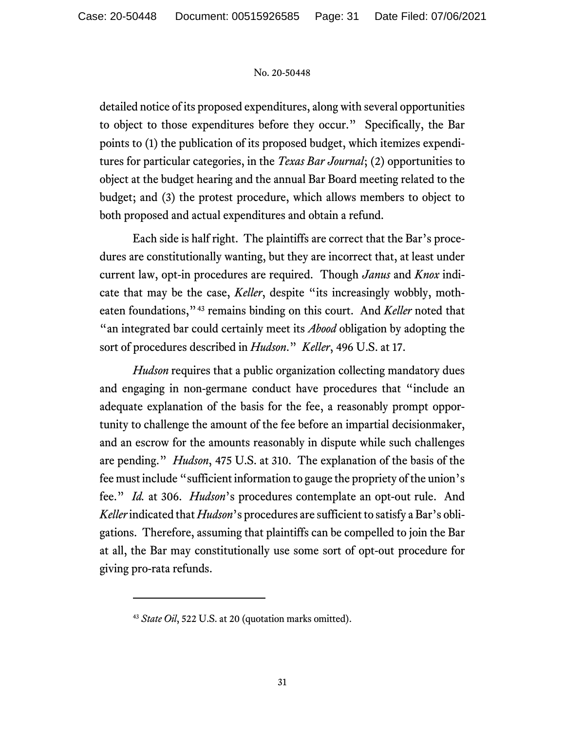detailed notice of its proposed expenditures, along with several opportunities to object to those expenditures before they occur." Specifically, the Bar points to (1) the publication of its proposed budget, which itemizes expenditures for particular categories, in the *Texas Bar Journal*; (2) opportunities to object at the budget hearing and the annual Bar Board meeting related to the budget; and (3) the protest procedure, which allows members to object to both proposed and actual expenditures and obtain a refund.

Each side is half right. The plaintiffs are correct that the Bar's procedures are constitutionally wanting, but they are incorrect that, at least under current law, opt-in procedures are required. Though *Janus* and *Knox* indicate that may be the case, *Keller*, despite "its increasingly wobbly, moth-eaten foundations,"[43] remains binding on this court. And *Keller* noted that "an integrated bar could certainly meet its *Abood* obligation by adopting the sort of procedures described in *Hudson*." *Keller*, 496 U.S. at 17.

*Hudson* requires that a public organization collecting mandatory dues and engaging in non-germane conduct have procedures that "include an adequate explanation of the basis for the fee, a reasonably prompt opportunity to challenge the amount of the fee before an impartial decisionmaker, and an escrow for the amounts reasonably in dispute while such challenges are pending." *Hudson*, 475 U.S. at 310. The explanation of the basis of the fee must include "sufficient information to gauge the propriety of the union's fee." *Id.* at 306. *Hudson*'s procedures contemplate an opt-out rule. And *Keller* indicated that *Hudson*'s procedures are sufficient to satisfy a Bar's obligations. Therefore, assuming that plaintiffs can be compelled to join the Bar at all, the Bar may constitutionally use some sort of opt-out procedure for giving pro-rata refunds.

---

[43] *State Oil*, 522 U.S. at 20 (quotation marks omitted).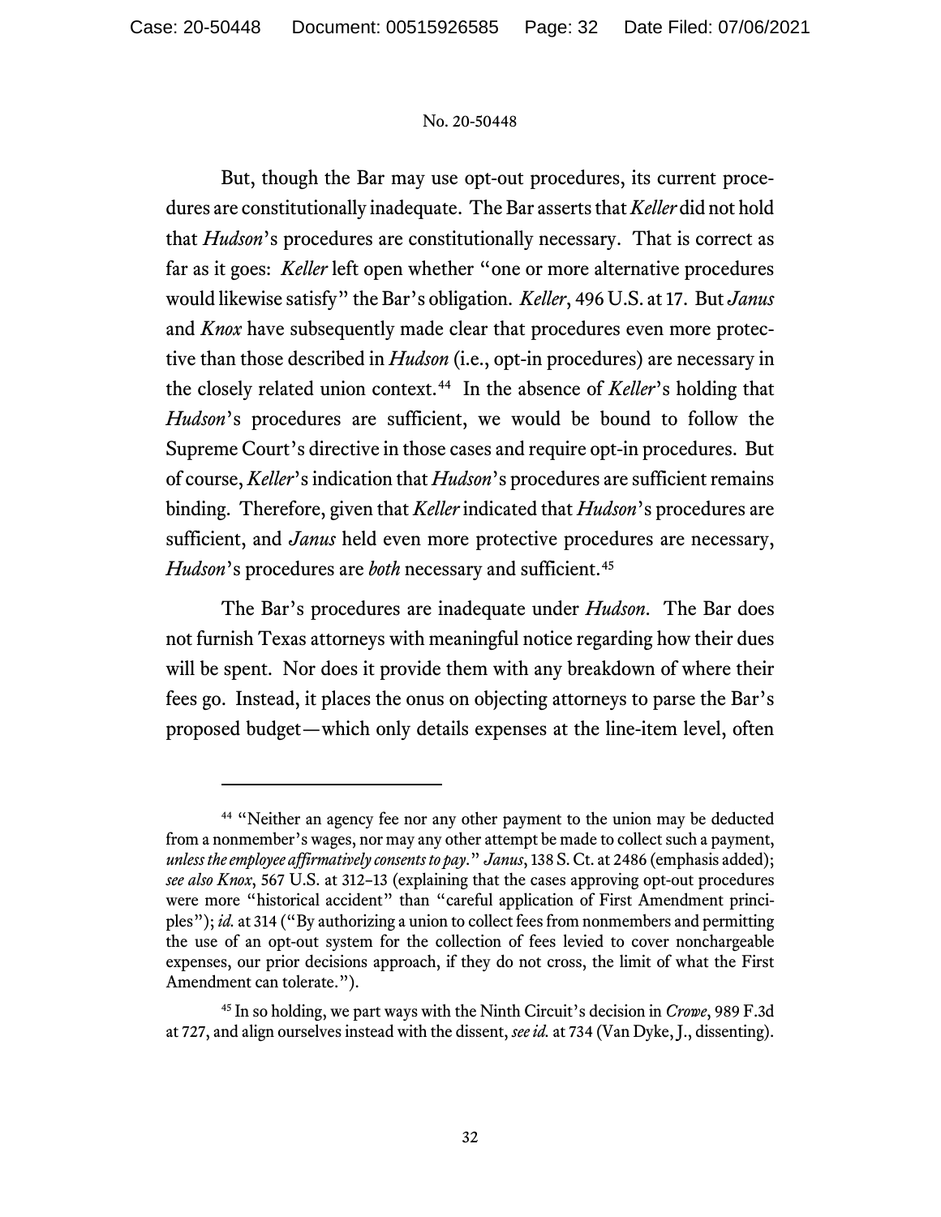But, though the Bar may use opt-out procedures, its current procedures are constitutionally inadequate. The Bar asserts that *Keller* did not hold that *Hudson*'s procedures are constitutionally necessary. That is correct as far as it goes: *Keller* left open whether "one or more alternative procedures would likewise satisfy" the Bar's obligation. *Keller*, 496 U.S. at 17. But *Janus* and *Knox* have subsequently made clear that procedures even more protective than those described in *Hudson* (i.e., opt-in procedures) are necessary in the closely related union context.[44] In the absence of *Keller*'s holding that *Hudson*'s procedures are sufficient, we would be bound to follow the Supreme Court's directive in those cases and require opt-in procedures. But of course, *Keller*'s indication that *Hudson*'s procedures are sufficient remains binding. Therefore, given that *Keller* indicated that *Hudson*'s procedures are sufficient, and *Janus* held even more protective procedures are necessary, *Hudson*'s procedures are *both* necessary and sufficient.[45]

The Bar's procedures are inadequate under *Hudson*. The Bar does not furnish Texas attorneys with meaningful notice regarding how their dues will be spent. Nor does it provide them with any breakdown of where their fees go. Instead, it places the onus on objecting attorneys to parse the Bar's proposed budget—which only details expenses at the line-item level, often

---

[44] "Neither an agency fee nor any other payment to the union may be deducted from a nonmember's wages, nor may any other attempt be made to collect such a payment, *unless the employee affirmatively consents to pay*." *Janus*, 138 S. Ct. at 2486 (emphasis added); *see also Knox*, 567 U.S. at 312–13 (explaining that the cases approving opt-out procedures were more "historical accident" than "careful application of First Amendment principles"); *id.* at 314 ("By authorizing a union to collect fees from nonmembers and permitting the use of an opt-out system for the collection of fees levied to cover nonchargeable expenses, our prior decisions approach, if they do not cross, the limit of what the First Amendment can tolerate.").

[45] In so holding, we part ways with the Ninth Circuit's decision in *Crowe*, 989 F.3d at 727, and align ourselves instead with the dissent, *see id.* at 734 (Van Dyke, J., dissenting).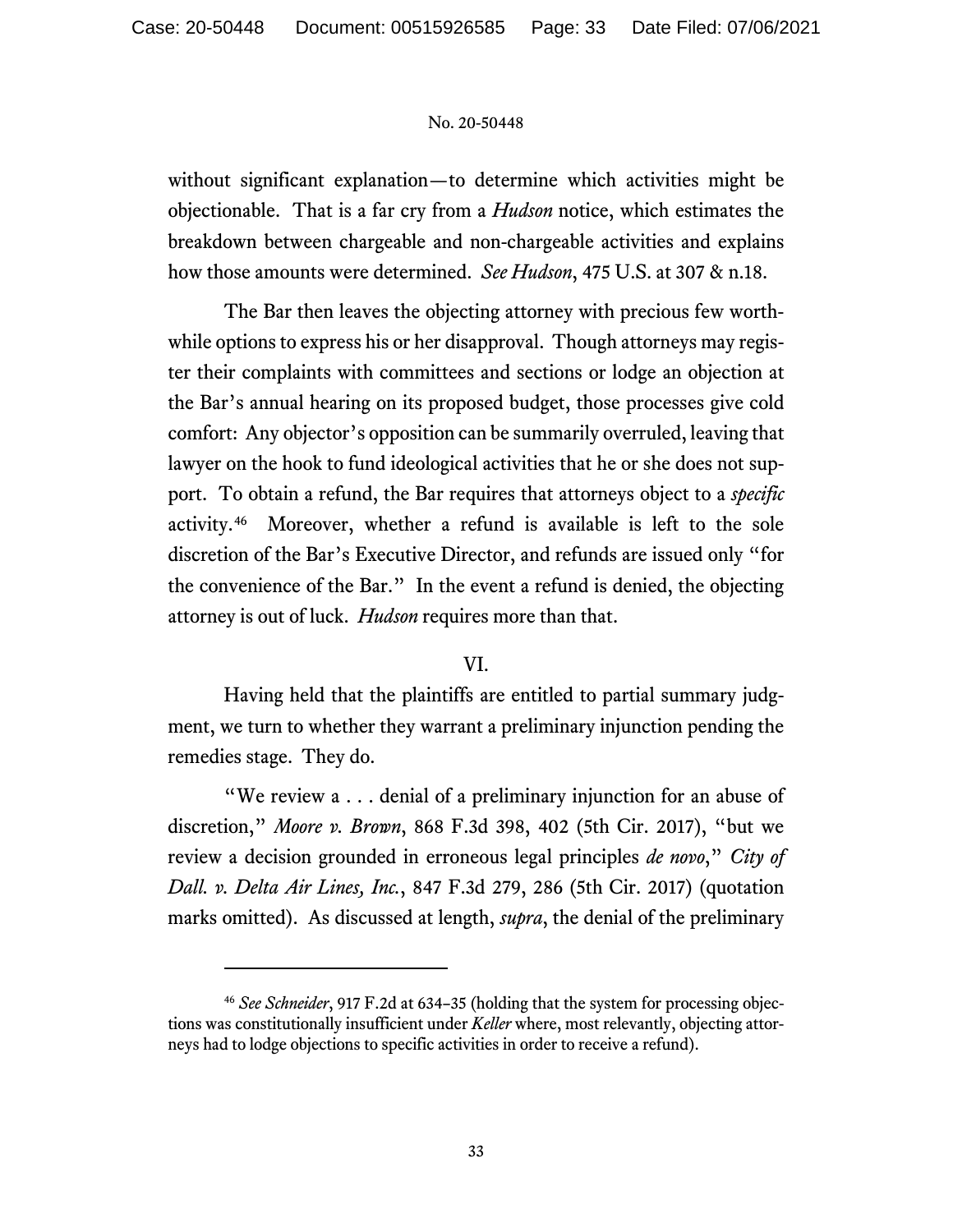without significant explanation—to determine which activities might be objectionable. That is a far cry from a *Hudson* notice, which estimates the breakdown between chargeable and non-chargeable activities and explains how those amounts were determined. *See Hudson*, 475 U.S. at 307 & n.18.

The Bar then leaves the objecting attorney with precious few worthwhile options to express his or her disapproval. Though attorneys may register their complaints with committees and sections or lodge an objection at the Bar's annual hearing on its proposed budget, those processes give cold comfort: Any objector's opposition can be summarily overruled, leaving that lawyer on the hook to fund ideological activities that he or she does not support. To obtain a refund, the Bar requires that attorneys object to a *specific* activity.[46] Moreover, whether a refund is available is left to the sole discretion of the Bar's Executive Director, and refunds are issued only "for the convenience of the Bar." In the event a refund is denied, the objecting attorney is out of luck. *Hudson* requires more than that.

## VI.

Having held that the plaintiffs are entitled to partial summary judgment, we turn to whether they warrant a preliminary injunction pending the remedies stage. They do.

"We review a . . . denial of a preliminary injunction for an abuse of discretion," *Moore v. Brown*, 868 F.3d 398, 402 (5th Cir. 2017), "but we review a decision grounded in erroneous legal principles *de novo*," *City of Dall. v. Delta Air Lines, Inc.*, 847 F.3d 279, 286 (5th Cir. 2017) (quotation marks omitted). As discussed at length, *supra*, the denial of the preliminary

---

[46] *See Schneider*, 917 F.2d at 634–35 (holding that the system for processing objections was constitutionally insufficient under *Keller* where, most relevantly, objecting attorneys had to lodge objections to specific activities in order to receive a refund).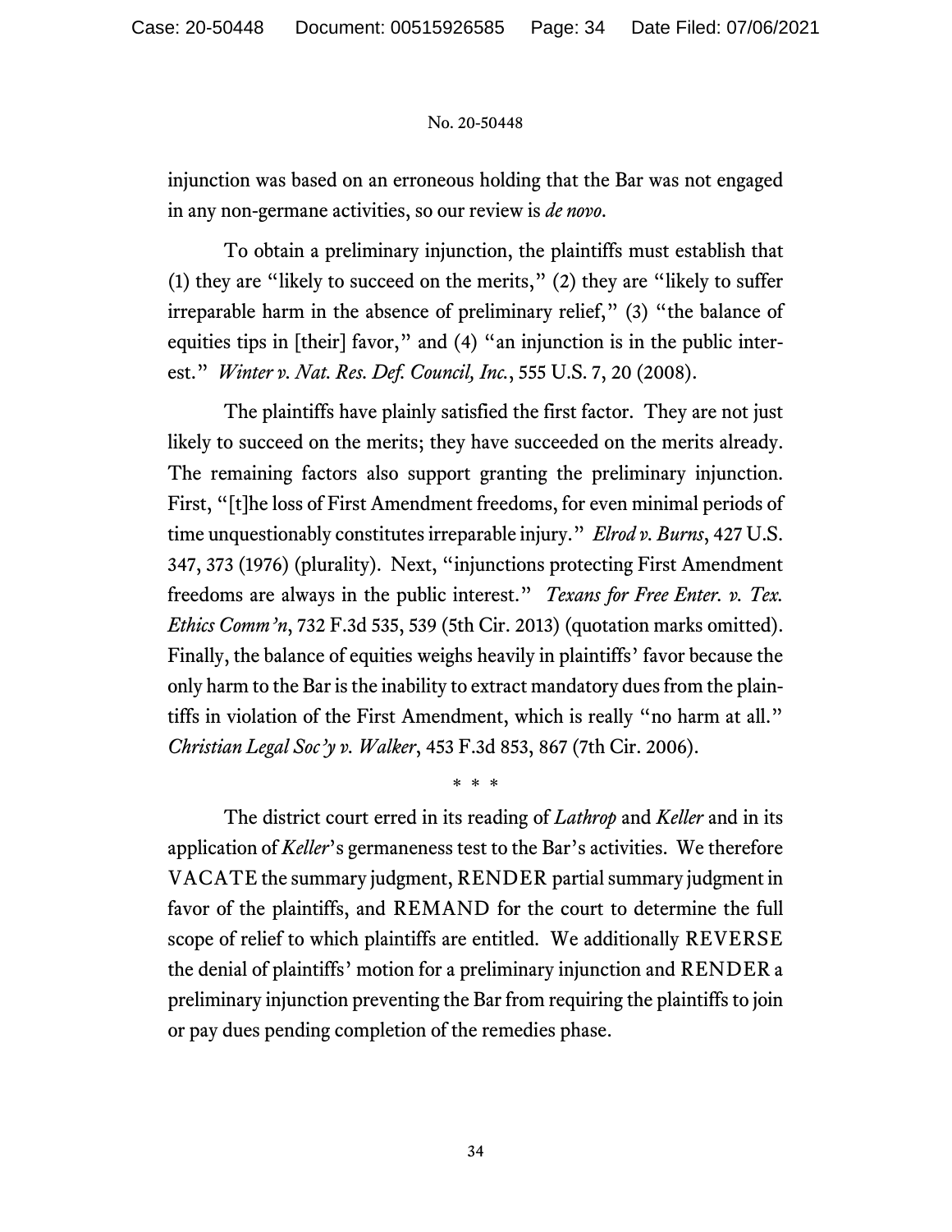injunction was based on an erroneous holding that the Bar was not engaged in any non-germane activities, so our review is *de novo*.

To obtain a preliminary injunction, the plaintiffs must establish that (1) they are "likely to succeed on the merits," (2) they are "likely to suffer irreparable harm in the absence of preliminary relief," (3) "the balance of equities tips in [their] favor," and (4) "an injunction is in the public interest." *Winter v. Nat. Res. Def. Council, Inc.*, 555 U.S. 7, 20 (2008).

The plaintiffs have plainly satisfied the first factor. They are not just likely to succeed on the merits; they have succeeded on the merits already. The remaining factors also support granting the preliminary injunction. First, "[t]he loss of First Amendment freedoms, for even minimal periods of time unquestionably constitutes irreparable injury." *Elrod v. Burns*, 427 U.S. 347, 373 (1976) (plurality). Next, "injunctions protecting First Amendment freedoms are always in the public interest." *Texans for Free Enter. v. Tex. Ethics Comm'n*, 732 F.3d 535, 539 (5th Cir. 2013) (quotation marks omitted). Finally, the balance of equities weighs heavily in plaintiffs' favor because the only harm to the Bar is the inability to extract mandatory dues from the plaintiffs in violation of the First Amendment, which is really "no harm at all." *Christian Legal Soc'y v. Walker*, 453 F.3d 853, 867 (7th Cir. 2006).

\* \* \*

The district court erred in its reading of *Lathrop* and *Keller* and in its application of *Keller*'s germaneness test to the Bar's activities. We therefore VACATE the summary judgment, RENDER partial summary judgment in favor of the plaintiffs, and REMAND for the court to determine the full scope of relief to which plaintiffs are entitled. We additionally REVERSE the denial of plaintiffs' motion for a preliminary injunction and RENDER a preliminary injunction preventing the Bar from requiring the plaintiffs to join or pay dues pending completion of the remedies phase.